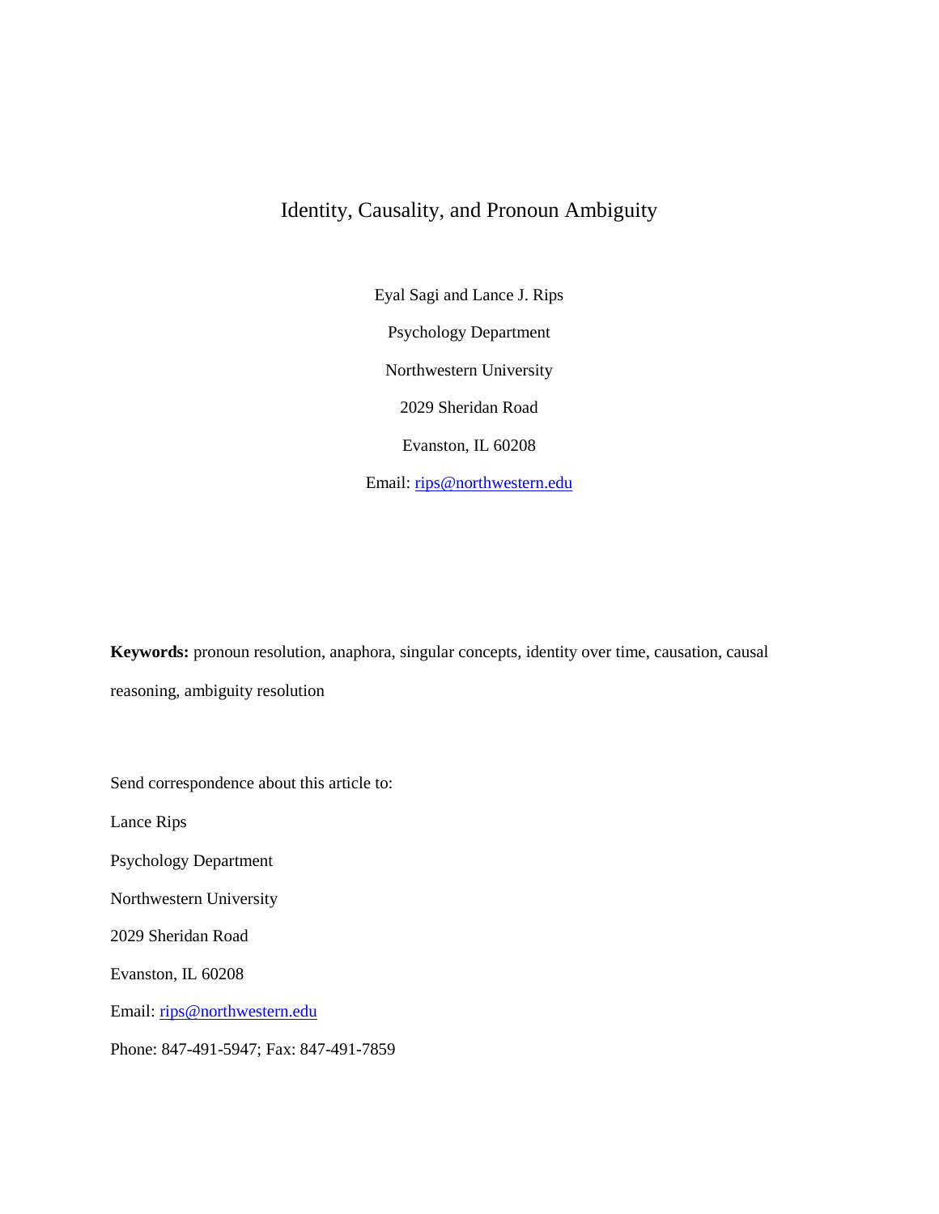# Identity, Causality, and Pronoun Ambiguity

Eyal Sagi and Lance J. Rips

Psychology Department

Northwestern University

2029 Sheridan Road

Evanston, IL 60208

Email: rips@northwestern.edu

**Keywords:** pronoun resolution, anaphora, singular concepts, identity over time, causation, causal reasoning, ambiguity resolution

Send correspondence about this article to:

Lance Rips

Psychology Department

Northwestern University

2029 Sheridan Road

Evanston, IL 60208

Email: rips@northwestern.edu

Phone: 847-491-5947; Fax: 847-491-7859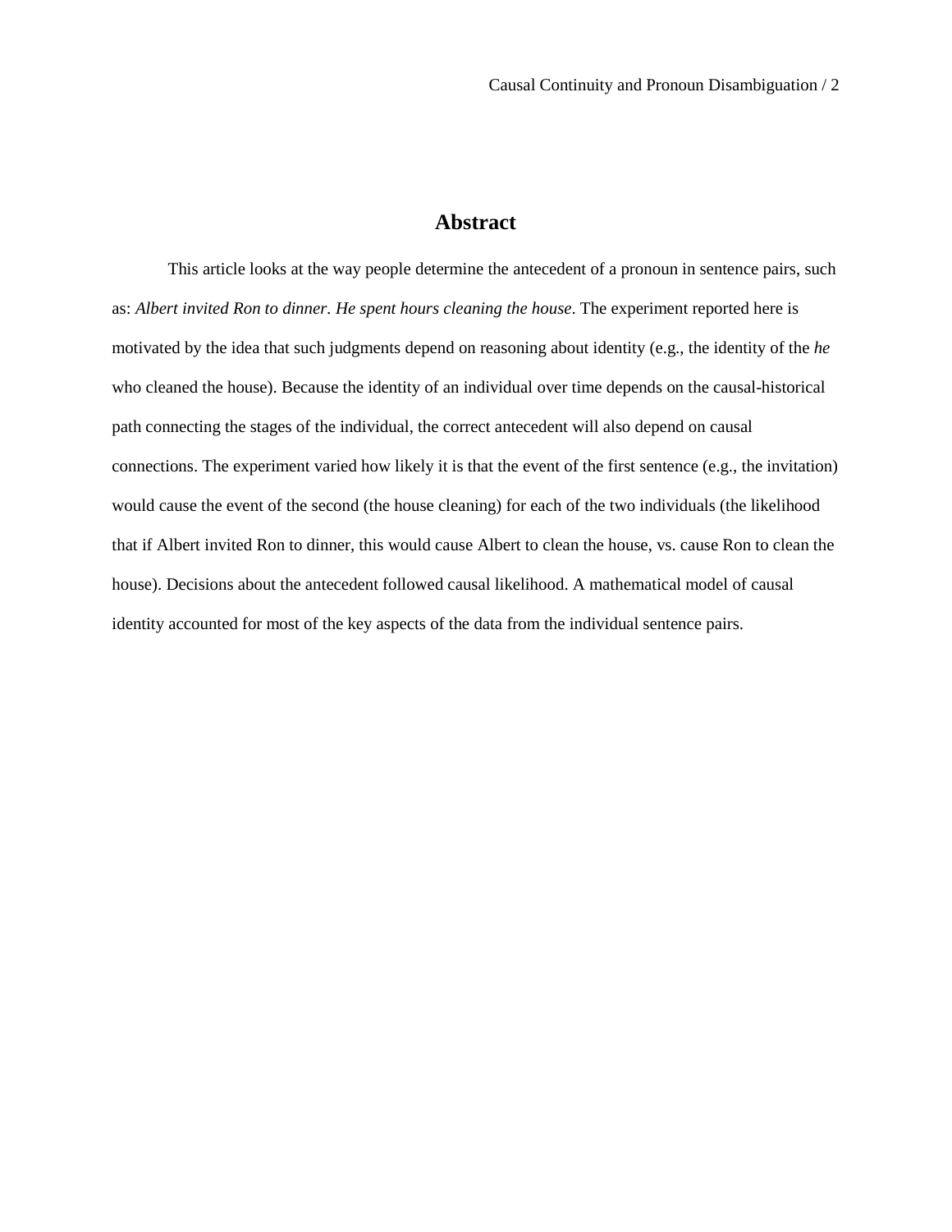# Abstract

This article looks at the way people determine the antecedent of a pronoun in sentence pairs, such as: *Albert invited Ron to dinner. He spent hours cleaning the house*. The experiment reported here is motivated by the idea that such judgments depend on reasoning about identity (e.g., the identity of the *he* who cleaned the house). Because the identity of an individual over time depends on the causal-historical path connecting the stages of the individual, the correct antecedent will also depend on causal connections. The experiment varied how likely it is that the event of the first sentence (e.g., the invitation) would cause the event of the second (the house cleaning) for each of the two individuals (the likelihood that if Albert invited Ron to dinner, this would cause Albert to clean the house, vs. cause Ron to clean the house). Decisions about the antecedent followed causal likelihood. A mathematical model of causal identity accounted for most of the key aspects of the data from the individual sentence pairs.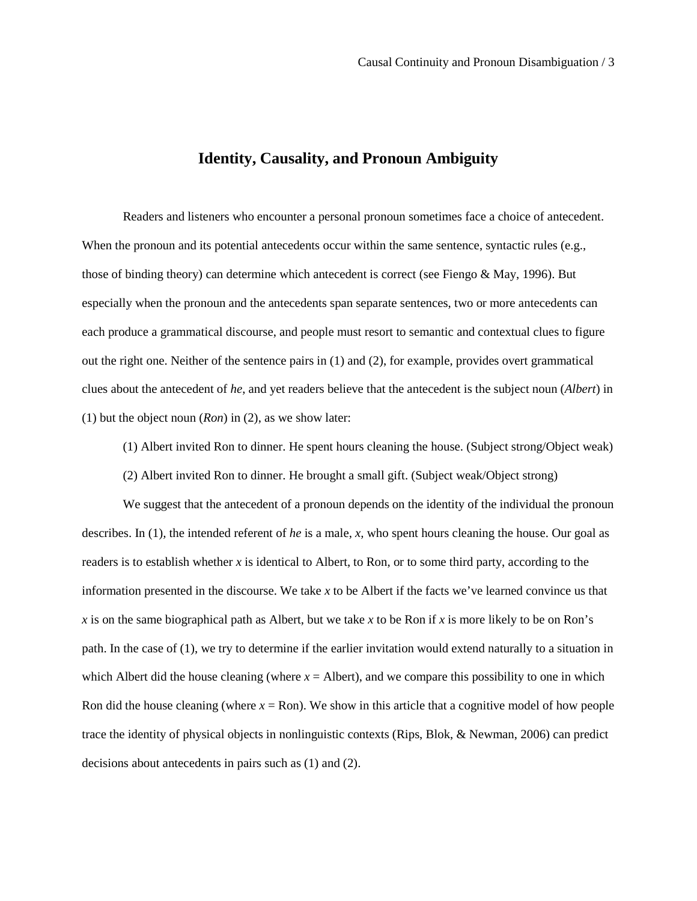# Identity, Causality, and Pronoun Ambiguity

Readers and listeners who encounter a personal pronoun sometimes face a choice of antecedent. When the pronoun and its potential antecedents occur within the same sentence, syntactic rules (e.g., those of binding theory) can determine which antecedent is correct (see Fiengo & May, 1996). But especially when the pronoun and the antecedents span separate sentences, two or more antecedents can each produce a grammatical discourse, and people must resort to semantic and contextual clues to figure out the right one. Neither of the sentence pairs in (1) and (2), for example, provides overt grammatical clues about the antecedent of *he*, and yet readers believe that the antecedent is the subject noun (*Albert*) in (1) but the object noun (*Ron*) in (2), as we show later:

(1) Albert invited Ron to dinner. He spent hours cleaning the house. (Subject strong/Object weak)

(2) Albert invited Ron to dinner. He brought a small gift. (Subject weak/Object strong)

We suggest that the antecedent of a pronoun depends on the identity of the individual the pronoun describes. In (1), the intended referent of *he* is a male, *x*, who spent hours cleaning the house. Our goal as readers is to establish whether *x* is identical to Albert, to Ron, or to some third party, according to the information presented in the discourse. We take *x* to be Albert if the facts we've learned convince us that *x* is on the same biographical path as Albert, but we take *x* to be Ron if *x* is more likely to be on Ron's path. In the case of (1), we try to determine if the earlier invitation would extend naturally to a situation in which Albert did the house cleaning (where *x* = Albert), and we compare this possibility to one in which Ron did the house cleaning (where *x* = Ron). We show in this article that a cognitive model of how people trace the identity of physical objects in nonlinguistic contexts (Rips, Blok, & Newman, 2006) can predict decisions about antecedents in pairs such as (1) and (2).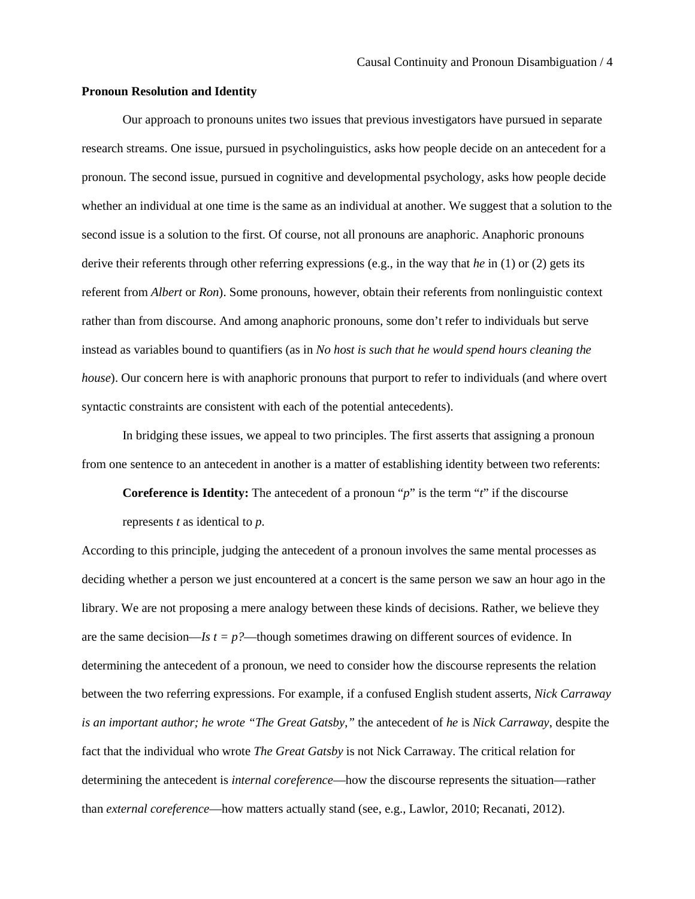**Pronoun Resolution and Identity**

Our approach to pronouns unites two issues that previous investigators have pursued in separate research streams. One issue, pursued in psycholinguistics, asks how people decide on an antecedent for a pronoun. The second issue, pursued in cognitive and developmental psychology, asks how people decide whether an individual at one time is the same as an individual at another. We suggest that a solution to the second issue is a solution to the first. Of course, not all pronouns are anaphoric. Anaphoric pronouns derive their referents through other referring expressions (e.g., in the way that *he* in (1) or (2) gets its referent from *Albert* or *Ron*). Some pronouns, however, obtain their referents from nonlinguistic context rather than from discourse. And among anaphoric pronouns, some don't refer to individuals but serve instead as variables bound to quantifiers (as in *No host is such that he would spend hours cleaning the house*). Our concern here is with anaphoric pronouns that purport to refer to individuals (and where overt syntactic constraints are consistent with each of the potential antecedents).

In bridging these issues, we appeal to two principles. The first asserts that assigning a pronoun from one sentence to an antecedent in another is a matter of establishing identity between two referents:

> **Coreference is Identity:** The antecedent of a pronoun "*p*" is the term "*t*" if the discourse represents *t* as identical to *p*.

According to this principle, judging the antecedent of a pronoun involves the same mental processes as deciding whether a person we just encountered at a concert is the same person we saw an hour ago in the library. We are not proposing a mere analogy between these kinds of decisions. Rather, we believe they are the same decision—*Is $t = p$?*—though sometimes drawing on different sources of evidence. In determining the antecedent of a pronoun, we need to consider how the discourse represents the relation between the two referring expressions. For example, if a confused English student asserts, *Nick Carraway is an important author; he wrote "The Great Gatsby,"* the antecedent of *he* is *Nick Carraway*, despite the fact that the individual who wrote *The Great Gatsby* is not Nick Carraway. The critical relation for determining the antecedent is *internal coreference*—how the discourse represents the situation—rather than *external coreference*—how matters actually stand (see, e.g., Lawlor, 2010; Recanati, 2012).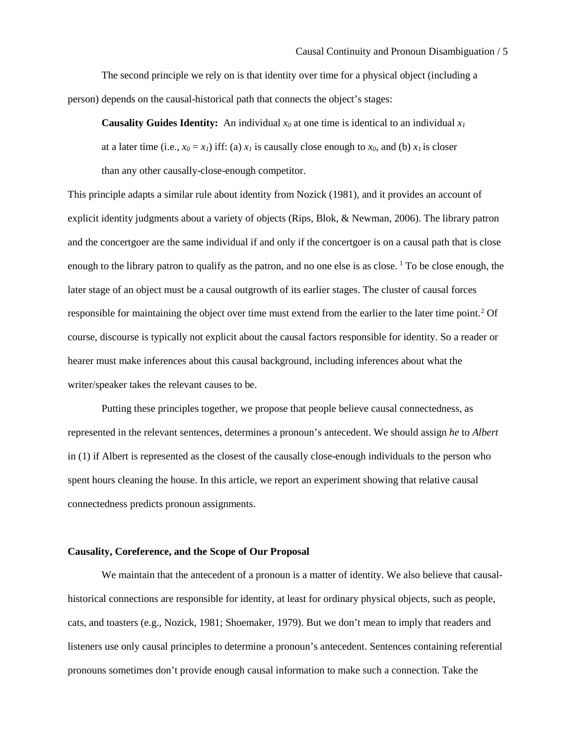The second principle we rely on is that identity over time for a physical object (including a person) depends on the causal-historical path that connects the object's stages:

> **Causality Guides Identity:** An individual $x_0$ at one time is identical to an individual $x_1$ at a later time (i.e., $x_0 = x_1$) iff: (a) $x_1$ is causally close enough to $x_0$, and (b) $x_1$ is closer than any other causally-close-enough competitor.

This principle adapts a similar rule about identity from Nozick (1981), and it provides an account of explicit identity judgments about a variety of objects (Rips, Blok, & Newman, 2006). The library patron and the concertgoer are the same individual if and only if the concertgoer is on a causal path that is close enough to the library patron to qualify as the patron, and no one else is as close. [1] To be close enough, the later stage of an object must be a causal outgrowth of its earlier stages. The cluster of causal forces responsible for maintaining the object over time must extend from the earlier to the later time point.[2] Of course, discourse is typically not explicit about the causal factors responsible for identity. So a reader or hearer must make inferences about this causal background, including inferences about what the writer/speaker takes the relevant causes to be.

Putting these principles together, we propose that people believe causal connectedness, as represented in the relevant sentences, determines a pronoun's antecedent. We should assign *he* to *Albert* in (1) if Albert is represented as the closest of the causally close-enough individuals to the person who spent hours cleaning the house. In this article, we report an experiment showing that relative causal connectedness predicts pronoun assignments.

## Causality, Coreference, and the Scope of Our Proposal

We maintain that the antecedent of a pronoun is a matter of identity. We also believe that causal-historical connections are responsible for identity, at least for ordinary physical objects, such as people, cats, and toasters (e.g., Nozick, 1981; Shoemaker, 1979). But we don't mean to imply that readers and listeners use only causal principles to determine a pronoun's antecedent. Sentences containing referential pronouns sometimes don't provide enough causal information to make such a connection. Take the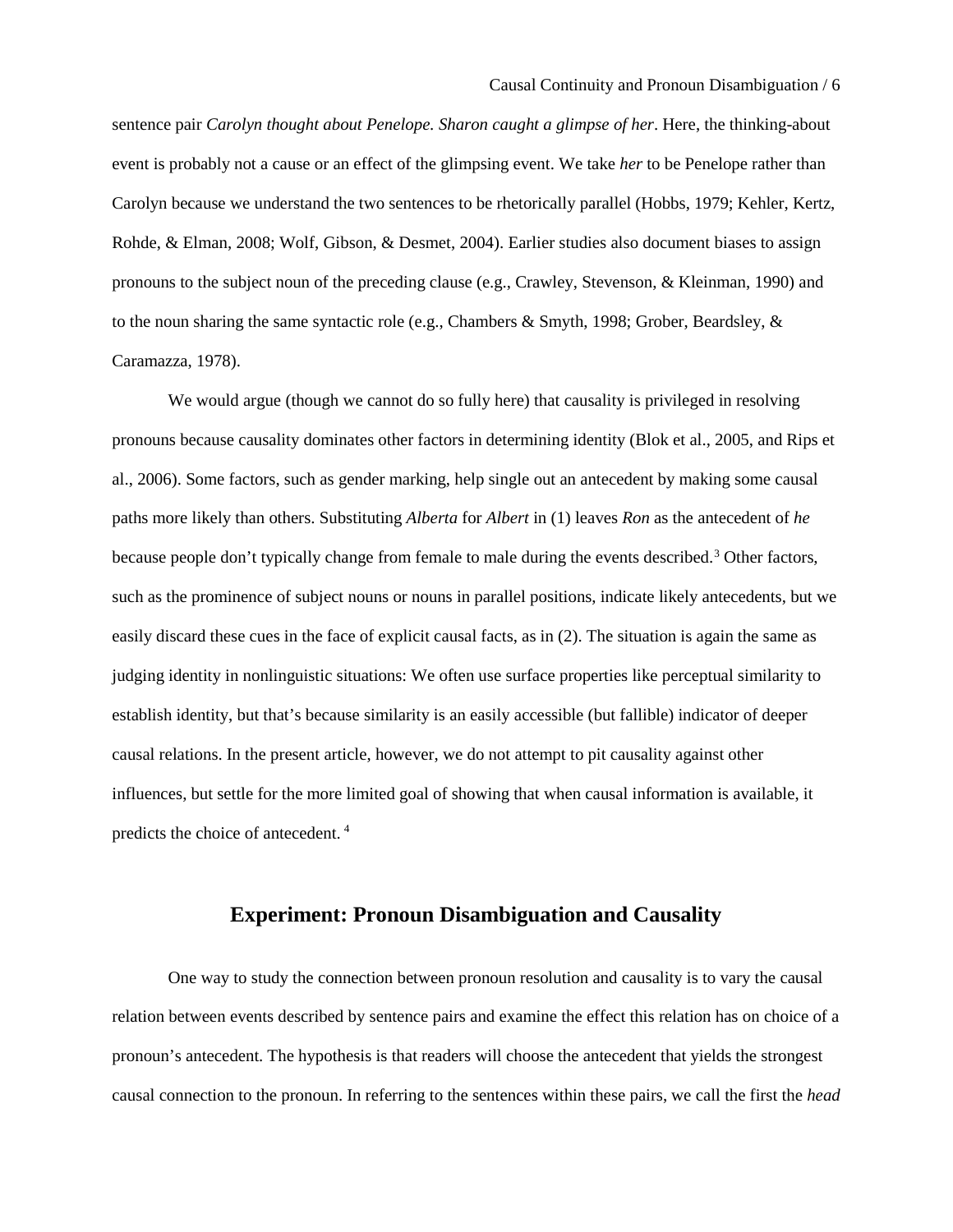sentence pair *Carolyn thought about Penelope. Sharon caught a glimpse of her*. Here, the thinking-about event is probably not a cause or an effect of the glimpsing event. We take *her* to be Penelope rather than Carolyn because we understand the two sentences to be rhetorically parallel (Hobbs, 1979; Kehler, Kertz, Rohde, & Elman, 2008; Wolf, Gibson, & Desmet, 2004). Earlier studies also document biases to assign pronouns to the subject noun of the preceding clause (e.g., Crawley, Stevenson, & Kleinman, 1990) and to the noun sharing the same syntactic role (e.g., Chambers & Smyth, 1998; Grober, Beardsley, & Caramazza, 1978).

We would argue (though we cannot do so fully here) that causality is privileged in resolving pronouns because causality dominates other factors in determining identity (Blok et al., 2005, and Rips et al., 2006). Some factors, such as gender marking, help single out an antecedent by making some causal paths more likely than others. Substituting *Alberta* for *Albert* in (1) leaves *Ron* as the antecedent of *he* because people don't typically change from female to male during the events described.[3] Other factors, such as the prominence of subject nouns or nouns in parallel positions, indicate likely antecedents, but we easily discard these cues in the face of explicit causal facts, as in (2). The situation is again the same as judging identity in nonlinguistic situations: We often use surface properties like perceptual similarity to establish identity, but that's because similarity is an easily accessible (but fallible) indicator of deeper causal relations. In the present article, however, we do not attempt to pit causality against other influences, but settle for the more limited goal of showing that when causal information is available, it predicts the choice of antecedent. [4]

## Experiment: Pronoun Disambiguation and Causality

One way to study the connection between pronoun resolution and causality is to vary the causal relation between events described by sentence pairs and examine the effect this relation has on choice of a pronoun's antecedent. The hypothesis is that readers will choose the antecedent that yields the strongest causal connection to the pronoun. In referring to the sentences within these pairs, we call the first the *head*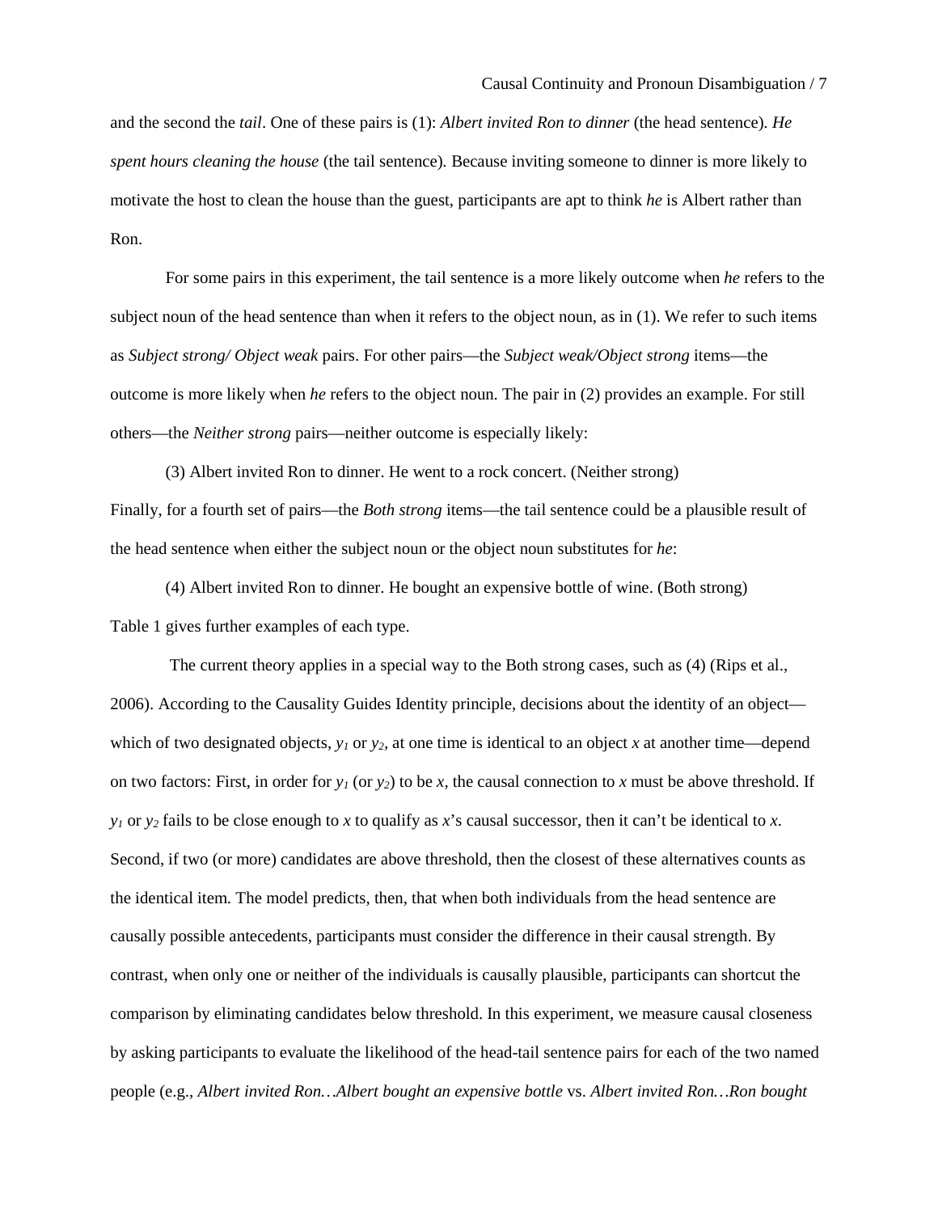and the second the *tail*. One of these pairs is (1): *Albert invited Ron to dinner* (the head sentence). *He spent hours cleaning the house* (the tail sentence). Because inviting someone to dinner is more likely to motivate the host to clean the house than the guest, participants are apt to think *he* is Albert rather than Ron.

For some pairs in this experiment, the tail sentence is a more likely outcome when *he* refers to the subject noun of the head sentence than when it refers to the object noun, as in (1). We refer to such items as *Subject strong/ Object weak* pairs. For other pairs—the *Subject weak/Object strong* items—the outcome is more likely when *he* refers to the object noun. The pair in (2) provides an example. For still others—the *Neither strong* pairs—neither outcome is especially likely:

(3) Albert invited Ron to dinner. He went to a rock concert. (Neither strong)

Finally, for a fourth set of pairs—the *Both strong* items—the tail sentence could be a plausible result of the head sentence when either the subject noun or the object noun substitutes for *he*:

(4) Albert invited Ron to dinner. He bought an expensive bottle of wine. (Both strong)

Table 1 gives further examples of each type.

The current theory applies in a special way to the Both strong cases, such as (4) (Rips et al., 2006). According to the Causality Guides Identity principle, decisions about the identity of an object—which of two designated objects, $y_1$ or $y_2$, at one time is identical to an object $x$ at another time—depend on two factors: First, in order for $y_1$ (or $y_2$) to be $x$, the causal connection to $x$ must be above threshold. If $y_1$ or $y_2$ fails to be close enough to $x$ to qualify as $x$'s causal successor, then it can't be identical to $x$. Second, if two (or more) candidates are above threshold, then the closest of these alternatives counts as the identical item. The model predicts, then, that when both individuals from the head sentence are causally possible antecedents, participants must consider the difference in their causal strength. By contrast, when only one or neither of the individuals is causally plausible, participants can shortcut the comparison by eliminating candidates below threshold. In this experiment, we measure causal closeness by asking participants to evaluate the likelihood of the head-tail sentence pairs for each of the two named people (e.g., *Albert invited Ron…Albert bought an expensive bottle* vs. *Albert invited Ron…Ron bought*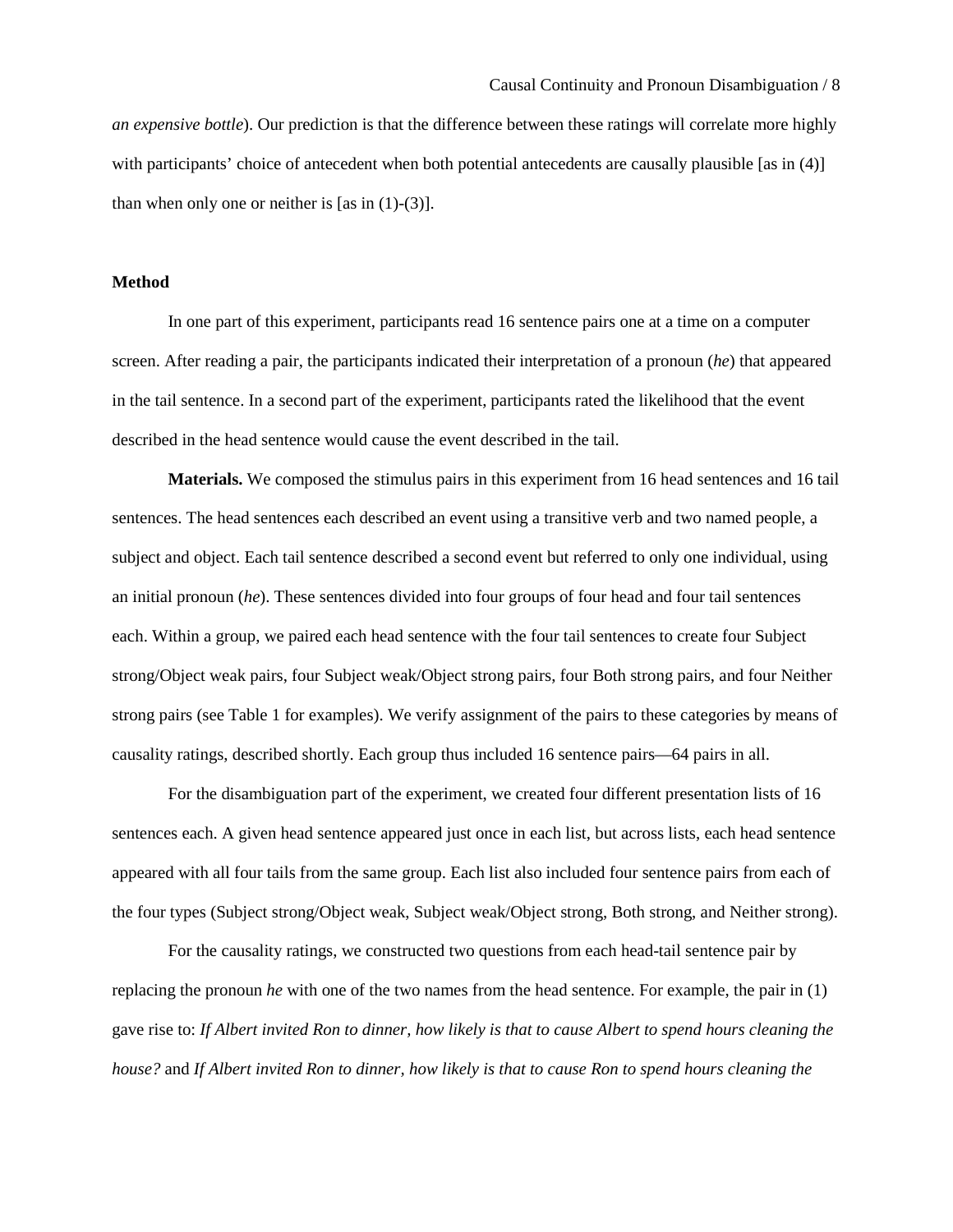*an expensive bottle*). Our prediction is that the difference between these ratings will correlate more highly with participants' choice of antecedent when both potential antecedents are causally plausible [as in (4)] than when only one or neither is [as in (1)-(3)].

**Method**

In one part of this experiment, participants read 16 sentence pairs one at a time on a computer screen. After reading a pair, the participants indicated their interpretation of a pronoun (*he*) that appeared in the tail sentence. In a second part of the experiment, participants rated the likelihood that the event described in the head sentence would cause the event described in the tail.

**Materials.** We composed the stimulus pairs in this experiment from 16 head sentences and 16 tail sentences. The head sentences each described an event using a transitive verb and two named people, a subject and object. Each tail sentence described a second event but referred to only one individual, using an initial pronoun (*he*). These sentences divided into four groups of four head and four tail sentences each. Within a group, we paired each head sentence with the four tail sentences to create four Subject strong/Object weak pairs, four Subject weak/Object strong pairs, four Both strong pairs, and four Neither strong pairs (see Table 1 for examples). We verify assignment of the pairs to these categories by means of causality ratings, described shortly. Each group thus included 16 sentence pairs—64 pairs in all.

For the disambiguation part of the experiment, we created four different presentation lists of 16 sentences each. A given head sentence appeared just once in each list, but across lists, each head sentence appeared with all four tails from the same group. Each list also included four sentence pairs from each of the four types (Subject strong/Object weak, Subject weak/Object strong, Both strong, and Neither strong).

For the causality ratings, we constructed two questions from each head-tail sentence pair by replacing the pronoun *he* with one of the two names from the head sentence. For example, the pair in (1) gave rise to: *If Albert invited Ron to dinner, how likely is that to cause Albert to spend hours cleaning the house?* and *If Albert invited Ron to dinner, how likely is that to cause Ron to spend hours cleaning the*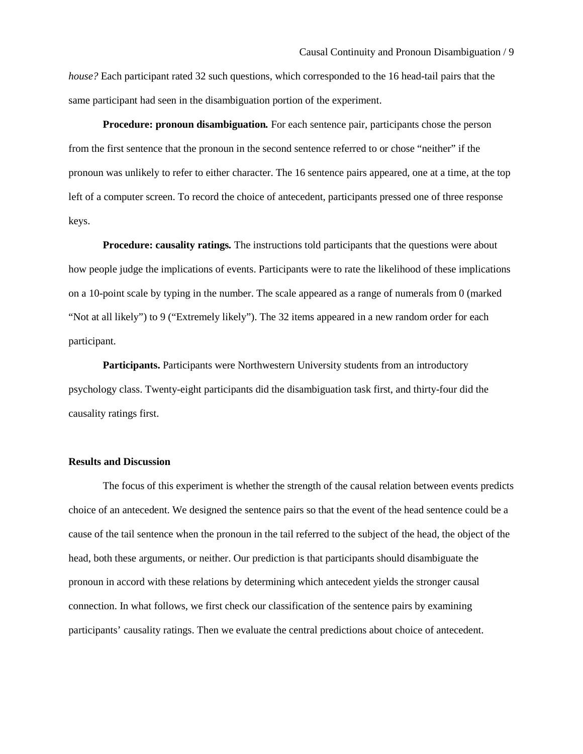*house?* Each participant rated 32 such questions, which corresponded to the 16 head-tail pairs that the same participant had seen in the disambiguation portion of the experiment.

**Procedure: pronoun disambiguation.** For each sentence pair, participants chose the person from the first sentence that the pronoun in the second sentence referred to or chose "neither" if the pronoun was unlikely to refer to either character. The 16 sentence pairs appeared, one at a time, at the top left of a computer screen. To record the choice of antecedent, participants pressed one of three response keys.

**Procedure: causality ratings.** The instructions told participants that the questions were about how people judge the implications of events. Participants were to rate the likelihood of these implications on a 10-point scale by typing in the number. The scale appeared as a range of numerals from 0 (marked "Not at all likely") to 9 ("Extremely likely"). The 32 items appeared in a new random order for each participant.

**Participants.** Participants were Northwestern University students from an introductory psychology class. Twenty-eight participants did the disambiguation task first, and thirty-four did the causality ratings first.

### Results and Discussion

The focus of this experiment is whether the strength of the causal relation between events predicts choice of an antecedent. We designed the sentence pairs so that the event of the head sentence could be a cause of the tail sentence when the pronoun in the tail referred to the subject of the head, the object of the head, both these arguments, or neither. Our prediction is that participants should disambiguate the pronoun in accord with these relations by determining which antecedent yields the stronger causal connection. In what follows, we first check our classification of the sentence pairs by examining participants' causality ratings. Then we evaluate the central predictions about choice of antecedent.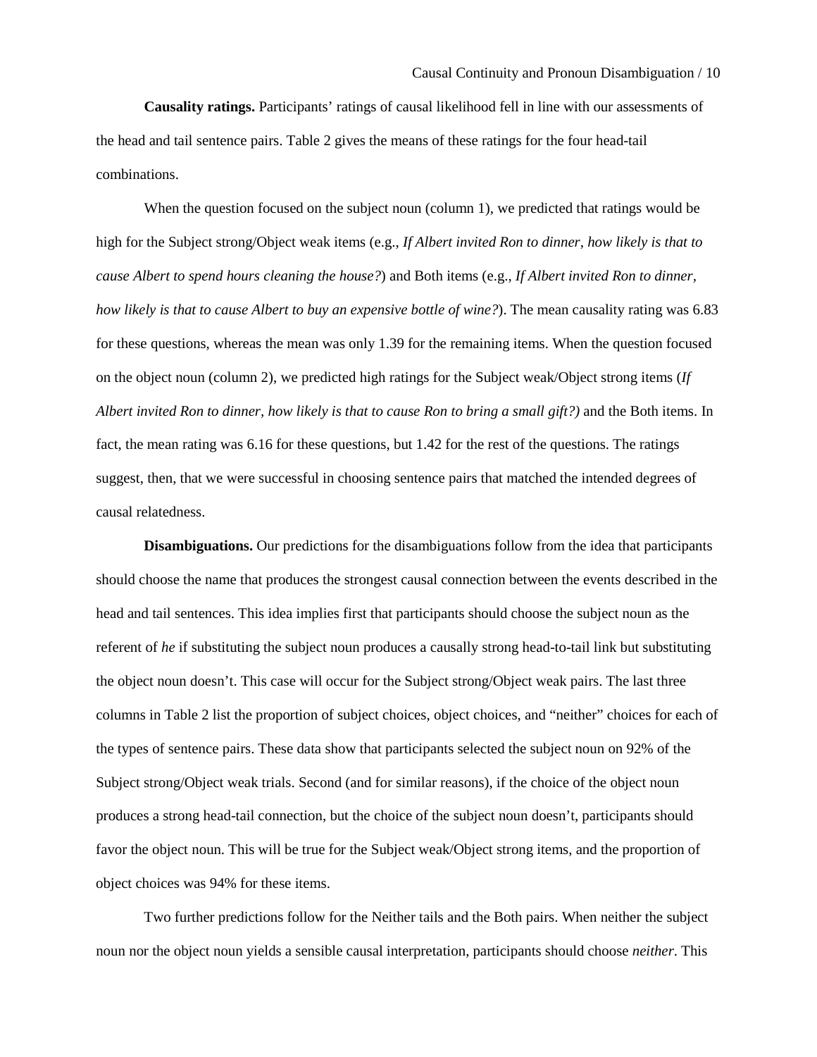**Causality ratings.** Participants' ratings of causal likelihood fell in line with our assessments of the head and tail sentence pairs. Table 2 gives the means of these ratings for the four head-tail combinations.

When the question focused on the subject noun (column 1), we predicted that ratings would be high for the Subject strong/Object weak items (e.g., *If Albert invited Ron to dinner, how likely is that to cause Albert to spend hours cleaning the house?*) and Both items (e.g., *If Albert invited Ron to dinner, how likely is that to cause Albert to buy an expensive bottle of wine?*). The mean causality rating was 6.83 for these questions, whereas the mean was only 1.39 for the remaining items. When the question focused on the object noun (column 2), we predicted high ratings for the Subject weak/Object strong items (*If Albert invited Ron to dinner, how likely is that to cause Ron to bring a small gift?)* and the Both items. In fact, the mean rating was 6.16 for these questions, but 1.42 for the rest of the questions. The ratings suggest, then, that we were successful in choosing sentence pairs that matched the intended degrees of causal relatedness.

**Disambiguations.** Our predictions for the disambiguations follow from the idea that participants should choose the name that produces the strongest causal connection between the events described in the head and tail sentences. This idea implies first that participants should choose the subject noun as the referent of *he* if substituting the subject noun produces a causally strong head-to-tail link but substituting the object noun doesn't. This case will occur for the Subject strong/Object weak pairs. The last three columns in Table 2 list the proportion of subject choices, object choices, and "neither" choices for each of the types of sentence pairs. These data show that participants selected the subject noun on 92% of the Subject strong/Object weak trials. Second (and for similar reasons), if the choice of the object noun produces a strong head-tail connection, but the choice of the subject noun doesn't, participants should favor the object noun. This will be true for the Subject weak/Object strong items, and the proportion of object choices was 94% for these items.

Two further predictions follow for the Neither tails and the Both pairs. When neither the subject noun nor the object noun yields a sensible causal interpretation, participants should choose *neither*. This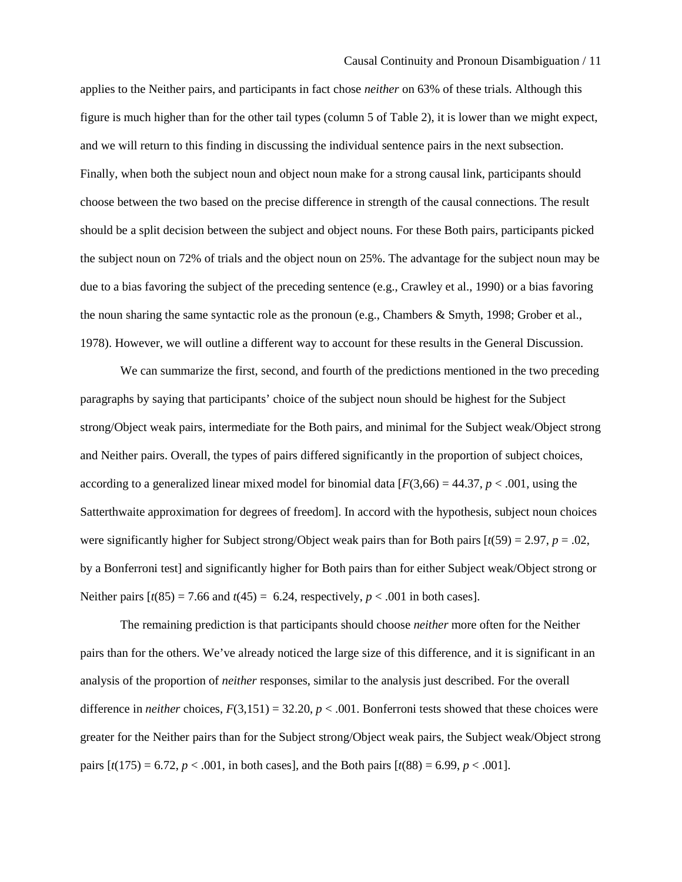applies to the Neither pairs, and participants in fact chose *neither* on 63% of these trials. Although this figure is much higher than for the other tail types (column 5 of Table 2), it is lower than we might expect, and we will return to this finding in discussing the individual sentence pairs in the next subsection. Finally, when both the subject noun and object noun make for a strong causal link, participants should choose between the two based on the precise difference in strength of the causal connections. The result should be a split decision between the subject and object nouns. For these Both pairs, participants picked the subject noun on 72% of trials and the object noun on 25%. The advantage for the subject noun may be due to a bias favoring the subject of the preceding sentence (e.g., Crawley et al., 1990) or a bias favoring the noun sharing the same syntactic role as the pronoun (e.g., Chambers & Smyth, 1998; Grober et al., 1978). However, we will outline a different way to account for these results in the General Discussion.

We can summarize the first, second, and fourth of the predictions mentioned in the two preceding paragraphs by saying that participants' choice of the subject noun should be highest for the Subject strong/Object weak pairs, intermediate for the Both pairs, and minimal for the Subject weak/Object strong and Neither pairs. Overall, the types of pairs differed significantly in the proportion of subject choices, according to a generalized linear mixed model for binomial data [$F(3,66) = 44.37$, $p < .001$, using the Satterthwaite approximation for degrees of freedom]. In accord with the hypothesis, subject noun choices were significantly higher for Subject strong/Object weak pairs than for Both pairs [$t(59) = 2.97$, $p = .02$, by a Bonferroni test] and significantly higher for Both pairs than for either Subject weak/Object strong or Neither pairs [$t(85) = 7.66$ and $t(45) = 6.24$, respectively, $p < .001$ in both cases].

The remaining prediction is that participants should choose *neither* more often for the Neither pairs than for the others. We've already noticed the large size of this difference, and it is significant in an analysis of the proportion of *neither* responses, similar to the analysis just described. For the overall difference in *neither* choices, $F(3,151) = 32.20$, $p < .001$. Bonferroni tests showed that these choices were greater for the Neither pairs than for the Subject strong/Object weak pairs, the Subject weak/Object strong pairs [$t(175) = 6.72$, $p < .001$, in both cases], and the Both pairs [$t(88) = 6.99$, $p < .001$].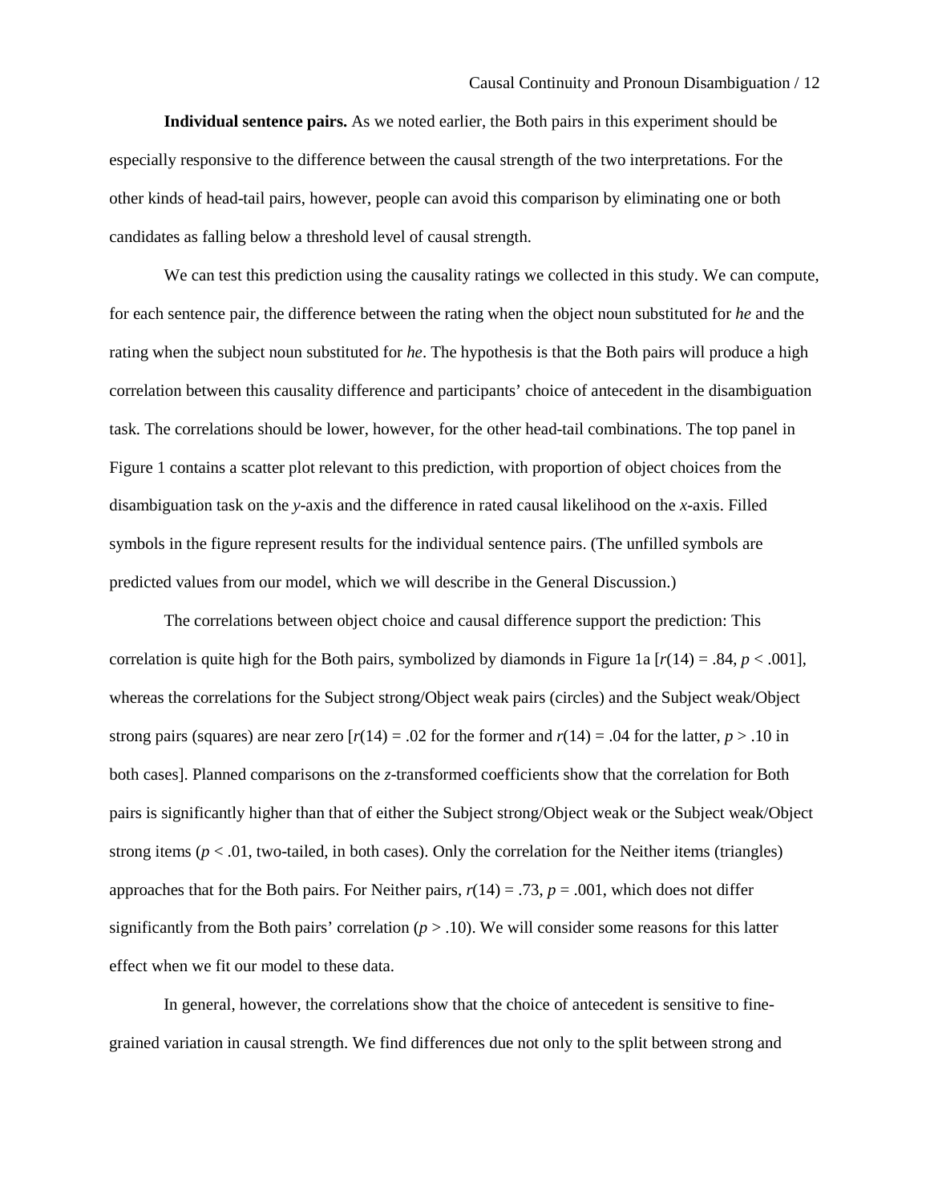**Individual sentence pairs.** As we noted earlier, the Both pairs in this experiment should be especially responsive to the difference between the causal strength of the two interpretations. For the other kinds of head-tail pairs, however, people can avoid this comparison by eliminating one or both candidates as falling below a threshold level of causal strength.

We can test this prediction using the causality ratings we collected in this study. We can compute, for each sentence pair, the difference between the rating when the object noun substituted for *he* and the rating when the subject noun substituted for *he*. The hypothesis is that the Both pairs will produce a high correlation between this causality difference and participants' choice of antecedent in the disambiguation task. The correlations should be lower, however, for the other head-tail combinations. The top panel in Figure 1 contains a scatter plot relevant to this prediction, with proportion of object choices from the disambiguation task on the *y*-axis and the difference in rated causal likelihood on the *x*-axis. Filled symbols in the figure represent results for the individual sentence pairs. (The unfilled symbols are predicted values from our model, which we will describe in the General Discussion.)

The correlations between object choice and causal difference support the prediction: This correlation is quite high for the Both pairs, symbolized by diamonds in Figure 1a [$r(14) = .84$, $p < .001$], whereas the correlations for the Subject strong/Object weak pairs (circles) and the Subject weak/Object strong pairs (squares) are near zero [$r(14) = .02$ for the former and $r(14) = .04$ for the latter, $p > .10$ in both cases]. Planned comparisons on the *z*-transformed coefficients show that the correlation for Both pairs is significantly higher than that of either the Subject strong/Object weak or the Subject weak/Object strong items ($p < .01$, two-tailed, in both cases). Only the correlation for the Neither items (triangles) approaches that for the Both pairs. For Neither pairs, $r(14) = .73$, $p = .001$, which does not differ significantly from the Both pairs' correlation ($p > .10$). We will consider some reasons for this latter effect when we fit our model to these data.

In general, however, the correlations show that the choice of antecedent is sensitive to fine-grained variation in causal strength. We find differences due not only to the split between strong and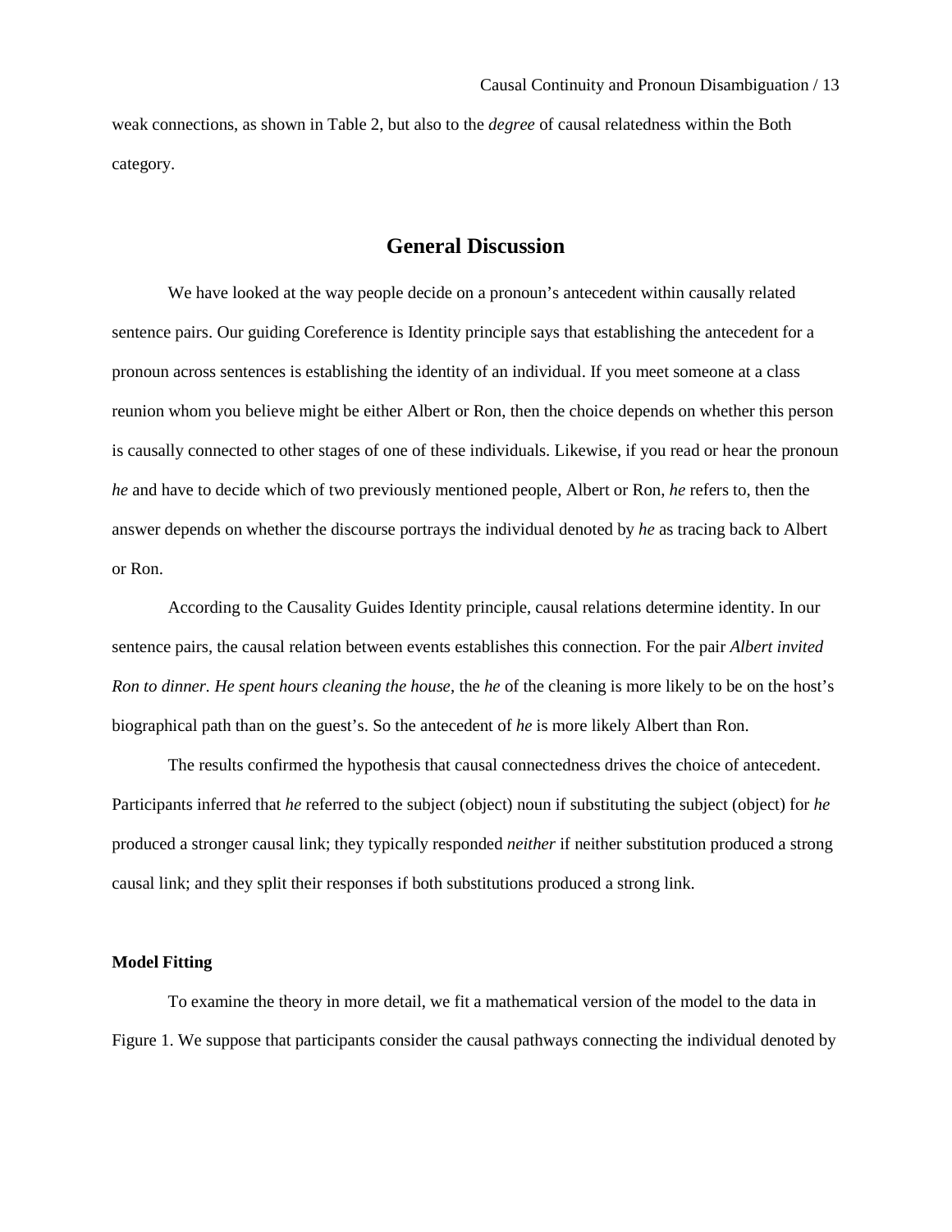weak connections, as shown in Table 2, but also to the *degree* of causal relatedness within the Both category.

## General Discussion

We have looked at the way people decide on a pronoun's antecedent within causally related sentence pairs. Our guiding Coreference is Identity principle says that establishing the antecedent for a pronoun across sentences is establishing the identity of an individual. If you meet someone at a class reunion whom you believe might be either Albert or Ron, then the choice depends on whether this person is causally connected to other stages of one of these individuals. Likewise, if you read or hear the pronoun *he* and have to decide which of two previously mentioned people, Albert or Ron, *he* refers to, then the answer depends on whether the discourse portrays the individual denoted by *he* as tracing back to Albert or Ron.

According to the Causality Guides Identity principle, causal relations determine identity. In our sentence pairs, the causal relation between events establishes this connection. For the pair *Albert invited Ron to dinner. He spent hours cleaning the house*, the *he* of the cleaning is more likely to be on the host's biographical path than on the guest's. So the antecedent of *he* is more likely Albert than Ron.

The results confirmed the hypothesis that causal connectedness drives the choice of antecedent. Participants inferred that *he* referred to the subject (object) noun if substituting the subject (object) for *he* produced a stronger causal link; they typically responded *neither* if neither substitution produced a strong causal link; and they split their responses if both substitutions produced a strong link.

### Model Fitting

To examine the theory in more detail, we fit a mathematical version of the model to the data in Figure 1. We suppose that participants consider the causal pathways connecting the individual denoted by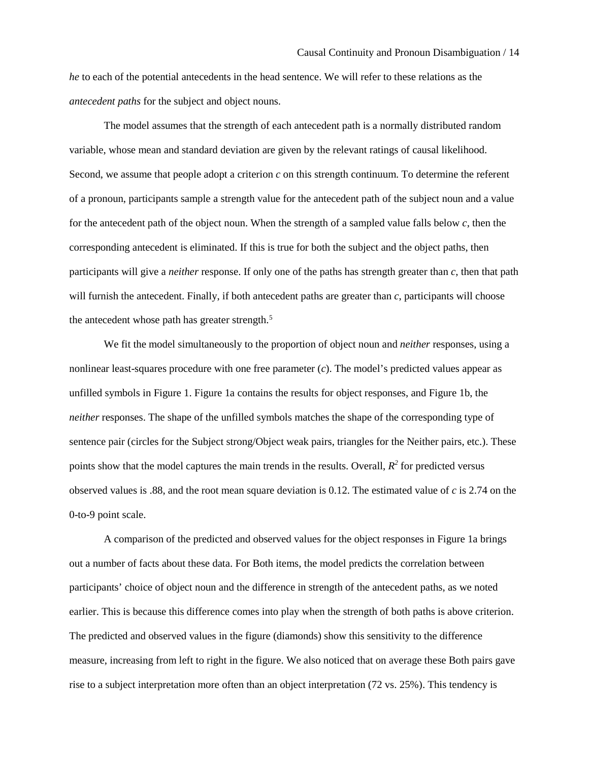*he* to each of the potential antecedents in the head sentence. We will refer to these relations as the *antecedent paths* for the subject and object nouns.

The model assumes that the strength of each antecedent path is a normally distributed random variable, whose mean and standard deviation are given by the relevant ratings of causal likelihood. Second, we assume that people adopt a criterion $c$ on this strength continuum. To determine the referent of a pronoun, participants sample a strength value for the antecedent path of the subject noun and a value for the antecedent path of the object noun. When the strength of a sampled value falls below $c$, then the corresponding antecedent is eliminated. If this is true for both the subject and the object paths, then participants will give a *neither* response. If only one of the paths has strength greater than $c$, then that path will furnish the antecedent. Finally, if both antecedent paths are greater than $c$, participants will choose the antecedent whose path has greater strength.[5]

We fit the model simultaneously to the proportion of object noun and *neither* responses, using a nonlinear least-squares procedure with one free parameter ($c$). The model's predicted values appear as unfilled symbols in Figure 1. Figure 1a contains the results for object responses, and Figure 1b, the *neither* responses. The shape of the unfilled symbols matches the shape of the corresponding type of sentence pair (circles for the Subject strong/Object weak pairs, triangles for the Neither pairs, etc.). These points show that the model captures the main trends in the results. Overall, $R^2$ for predicted versus observed values is .88, and the root mean square deviation is 0.12. The estimated value of $c$ is 2.74 on the 0-to-9 point scale.

A comparison of the predicted and observed values for the object responses in Figure 1a brings out a number of facts about these data. For Both items, the model predicts the correlation between participants' choice of object noun and the difference in strength of the antecedent paths, as we noted earlier. This is because this difference comes into play when the strength of both paths is above criterion. The predicted and observed values in the figure (diamonds) show this sensitivity to the difference measure, increasing from left to right in the figure. We also noticed that on average these Both pairs gave rise to a subject interpretation more often than an object interpretation (72 vs. 25%). This tendency is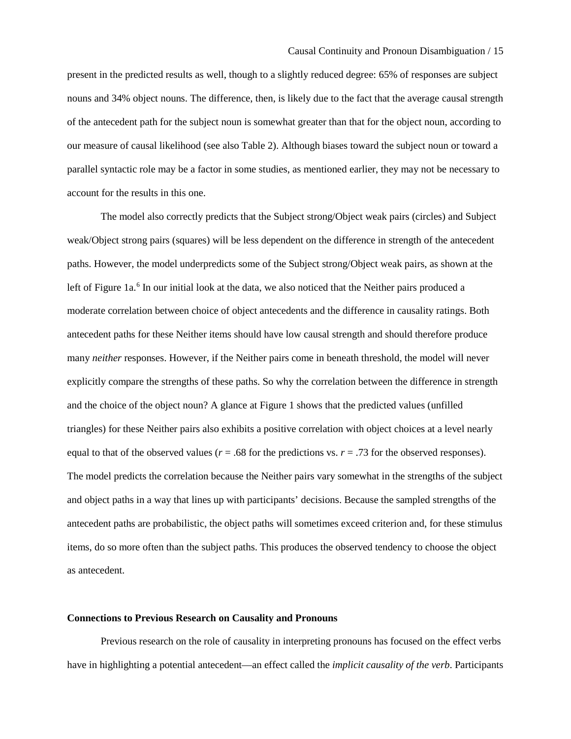present in the predicted results as well, though to a slightly reduced degree: 65% of responses are subject nouns and 34% object nouns. The difference, then, is likely due to the fact that the average causal strength of the antecedent path for the subject noun is somewhat greater than that for the object noun, according to our measure of causal likelihood (see also Table 2). Although biases toward the subject noun or toward a parallel syntactic role may be a factor in some studies, as mentioned earlier, they may not be necessary to account for the results in this one.

The model also correctly predicts that the Subject strong/Object weak pairs (circles) and Subject weak/Object strong pairs (squares) will be less dependent on the difference in strength of the antecedent paths. However, the model underpredicts some of the Subject strong/Object weak pairs, as shown at the left of Figure 1a.[6] In our initial look at the data, we also noticed that the Neither pairs produced a moderate correlation between choice of object antecedents and the difference in causality ratings. Both antecedent paths for these Neither items should have low causal strength and should therefore produce many *neither* responses. However, if the Neither pairs come in beneath threshold, the model will never explicitly compare the strengths of these paths. So why the correlation between the difference in strength and the choice of the object noun? A glance at Figure 1 shows that the predicted values (unfilled triangles) for these Neither pairs also exhibits a positive correlation with object choices at a level nearly equal to that of the observed values ($r$ = .68 for the predictions vs. $r$ = .73 for the observed responses). The model predicts the correlation because the Neither pairs vary somewhat in the strengths of the subject and object paths in a way that lines up with participants' decisions. Because the sampled strengths of the antecedent paths are probabilistic, the object paths will sometimes exceed criterion and, for these stimulus items, do so more often than the subject paths. This produces the observed tendency to choose the object as antecedent.

**Connections to Previous Research on Causality and Pronouns**

Previous research on the role of causality in interpreting pronouns has focused on the effect verbs have in highlighting a potential antecedent—an effect called the *implicit causality of the verb*. Participants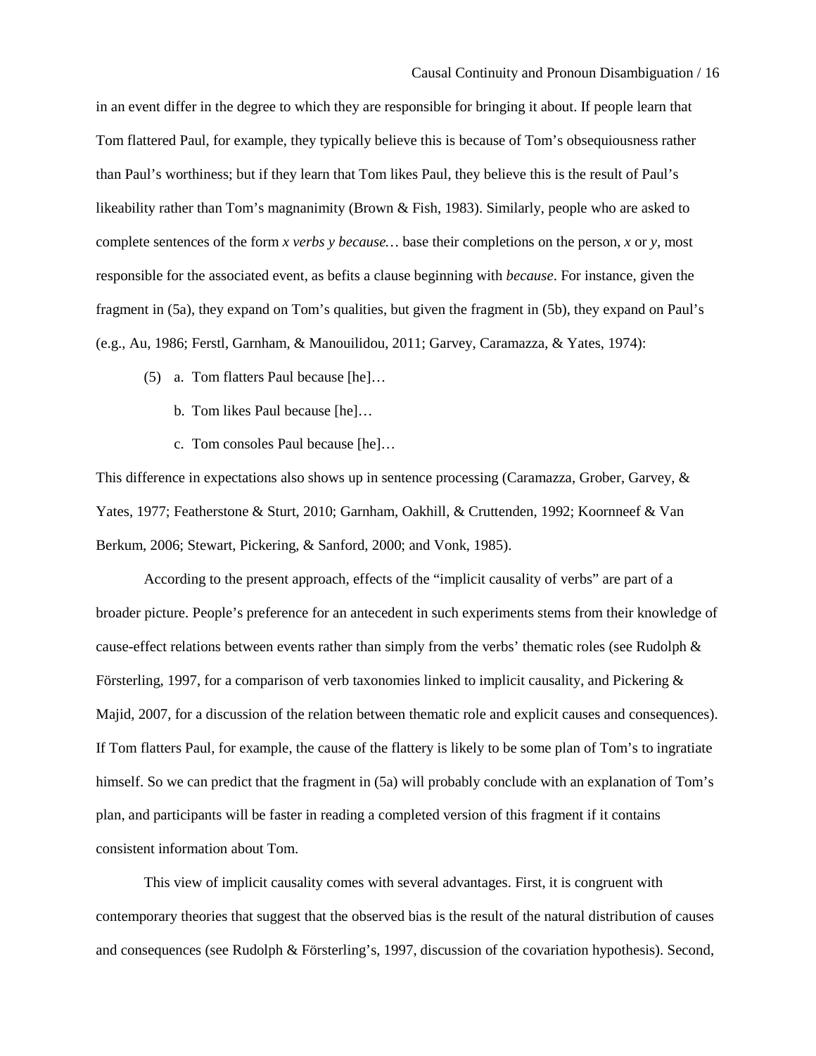in an event differ in the degree to which they are responsible for bringing it about. If people learn that Tom flattered Paul, for example, they typically believe this is because of Tom's obsequiousness rather than Paul's worthiness; but if they learn that Tom likes Paul, they believe this is the result of Paul's likeability rather than Tom's magnanimity (Brown & Fish, 1983). Similarly, people who are asked to complete sentences of the form *x verbs y because…* base their completions on the person, *x* or *y*, most responsible for the associated event, as befits a clause beginning with *because*. For instance, given the fragment in (5a), they expand on Tom's qualities, but given the fragment in (5b), they expand on Paul's (e.g., Au, 1986; Ferstl, Garnham, & Manouilidou, 2011; Garvey, Caramazza, & Yates, 1974):

(5) a. Tom flatters Paul because [he]…

b. Tom likes Paul because [he]…

c. Tom consoles Paul because [he]…

This difference in expectations also shows up in sentence processing (Caramazza, Grober, Garvey, & Yates, 1977; Featherstone & Sturt, 2010; Garnham, Oakhill, & Cruttenden, 1992; Koornneef & Van Berkum, 2006; Stewart, Pickering, & Sanford, 2000; and Vonk, 1985).

According to the present approach, effects of the "implicit causality of verbs" are part of a broader picture. People's preference for an antecedent in such experiments stems from their knowledge of cause-effect relations between events rather than simply from the verbs' thematic roles (see Rudolph & Försterling, 1997, for a comparison of verb taxonomies linked to implicit causality, and Pickering & Majid, 2007, for a discussion of the relation between thematic role and explicit causes and consequences). If Tom flatters Paul, for example, the cause of the flattery is likely to be some plan of Tom's to ingratiate himself. So we can predict that the fragment in (5a) will probably conclude with an explanation of Tom's plan, and participants will be faster in reading a completed version of this fragment if it contains consistent information about Tom.

This view of implicit causality comes with several advantages. First, it is congruent with contemporary theories that suggest that the observed bias is the result of the natural distribution of causes and consequences (see Rudolph & Försterling's, 1997, discussion of the covariation hypothesis). Second,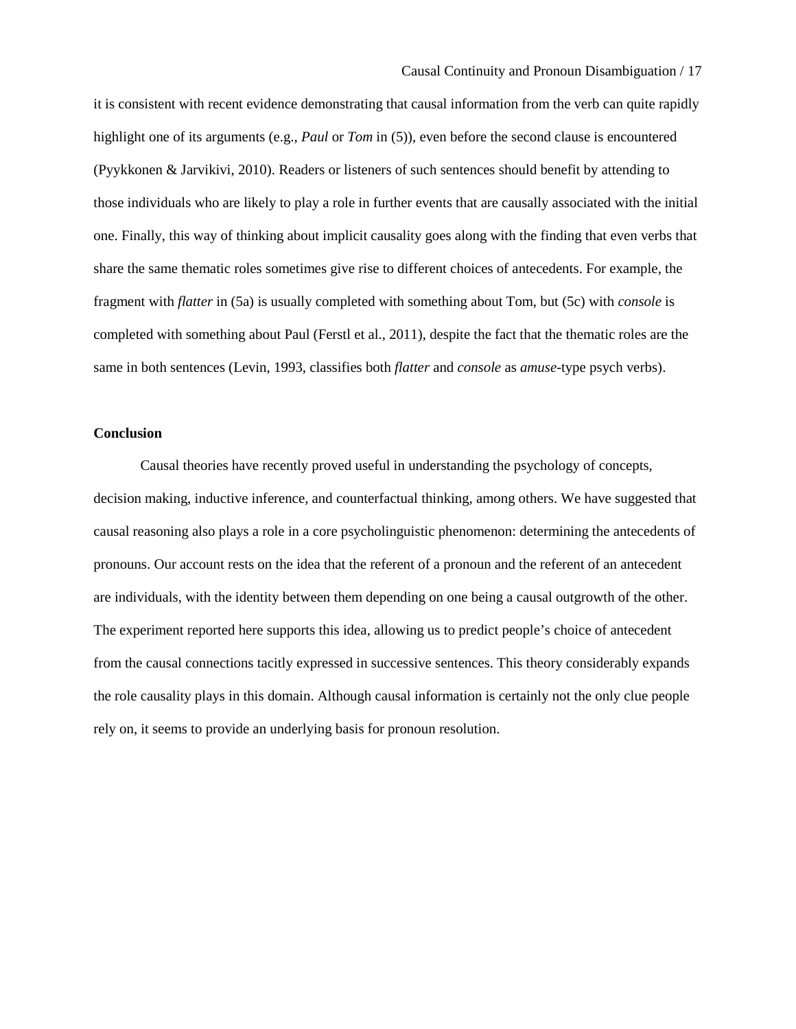it is consistent with recent evidence demonstrating that causal information from the verb can quite rapidly highlight one of its arguments (e.g., *Paul* or *Tom* in (5)), even before the second clause is encountered (Pyykkonen & Jarvikivi, 2010). Readers or listeners of such sentences should benefit by attending to those individuals who are likely to play a role in further events that are causally associated with the initial one. Finally, this way of thinking about implicit causality goes along with the finding that even verbs that share the same thematic roles sometimes give rise to different choices of antecedents. For example, the fragment with *flatter* in (5a) is usually completed with something about Tom, but (5c) with *console* is completed with something about Paul (Ferstl et al., 2011), despite the fact that the thematic roles are the same in both sentences (Levin, 1993, classifies both *flatter* and *console* as *amuse*-type psych verbs).

## Conclusion

Causal theories have recently proved useful in understanding the psychology of concepts, decision making, inductive inference, and counterfactual thinking, among others. We have suggested that causal reasoning also plays a role in a core psycholinguistic phenomenon: determining the antecedents of pronouns. Our account rests on the idea that the referent of a pronoun and the referent of an antecedent are individuals, with the identity between them depending on one being a causal outgrowth of the other. The experiment reported here supports this idea, allowing us to predict people's choice of antecedent from the causal connections tacitly expressed in successive sentences. This theory considerably expands the role causality plays in this domain. Although causal information is certainly not the only clue people rely on, it seems to provide an underlying basis for pronoun resolution.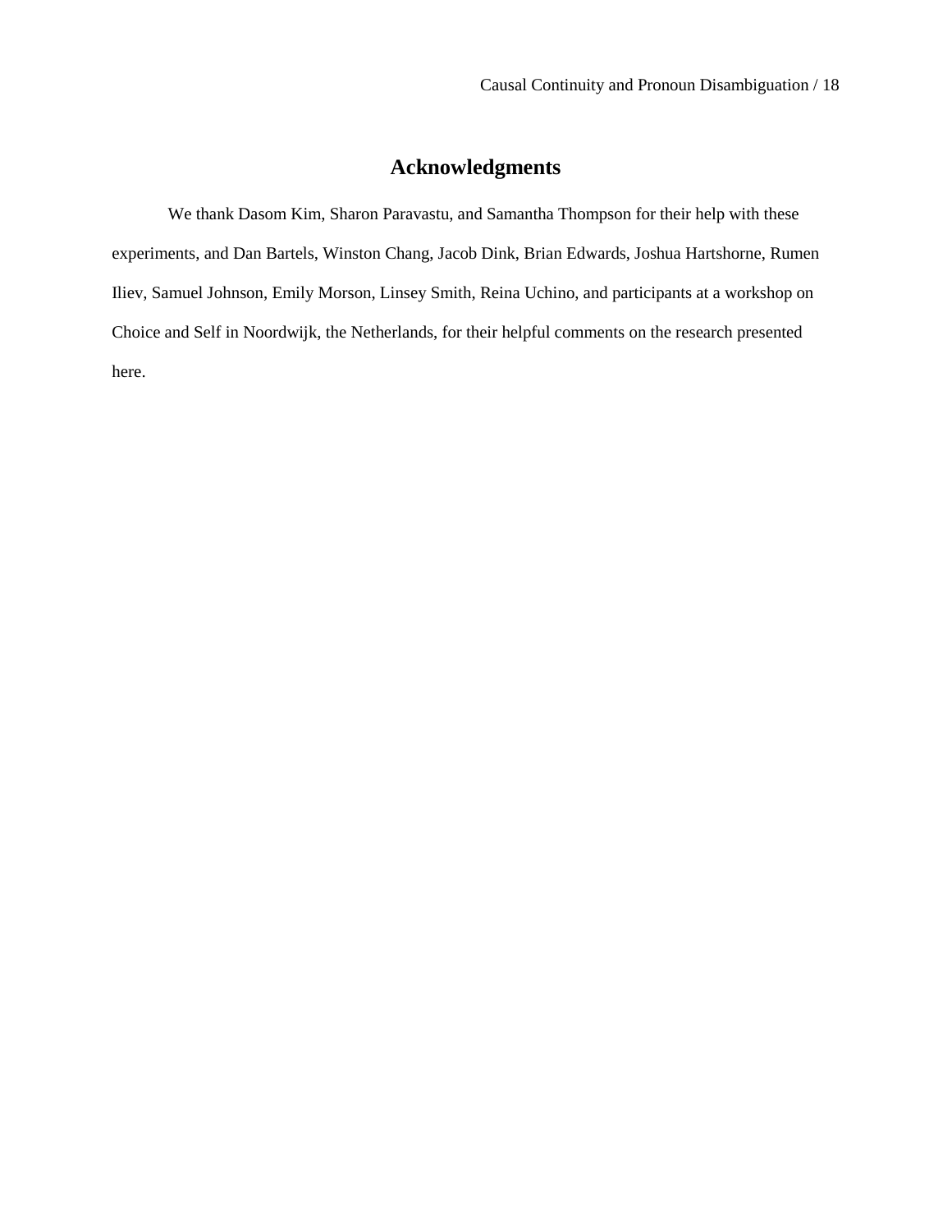# Acknowledgments

We thank Dasom Kim, Sharon Paravastu, and Samantha Thompson for their help with these experiments, and Dan Bartels, Winston Chang, Jacob Dink, Brian Edwards, Joshua Hartshorne, Rumen Iliev, Samuel Johnson, Emily Morson, Linsey Smith, Reina Uchino, and participants at a workshop on Choice and Self in Noordwijk, the Netherlands, for their helpful comments on the research presented here.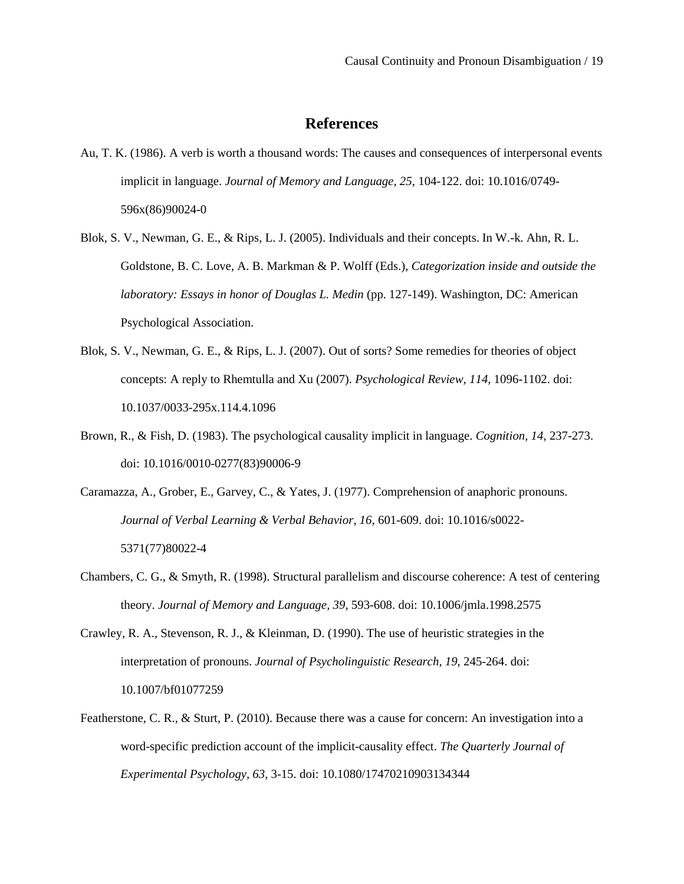# References

Au, T. K. (1986). A verb is worth a thousand words: The causes and consequences of interpersonal events implicit in language. *Journal of Memory and Language, 25*, 104-122. doi: 10.1016/0749-596x(86)90024-0

Blok, S. V., Newman, G. E., & Rips, L. J. (2005). Individuals and their concepts. In W.-k. Ahn, R. L. Goldstone, B. C. Love, A. B. Markman & P. Wolff (Eds.), *Categorization inside and outside the laboratory: Essays in honor of Douglas L. Medin* (pp. 127-149). Washington, DC: American Psychological Association.

Blok, S. V., Newman, G. E., & Rips, L. J. (2007). Out of sorts? Some remedies for theories of object concepts: A reply to Rhemtulla and Xu (2007). *Psychological Review, 114*, 1096-1102. doi: 10.1037/0033-295x.114.4.1096

Brown, R., & Fish, D. (1983). The psychological causality implicit in language. *Cognition, 14*, 237-273. doi: 10.1016/0010-0277(83)90006-9

Caramazza, A., Grober, E., Garvey, C., & Yates, J. (1977). Comprehension of anaphoric pronouns. *Journal of Verbal Learning & Verbal Behavior, 16*, 601-609. doi: 10.1016/s0022-5371(77)80022-4

Chambers, C. G., & Smyth, R. (1998). Structural parallelism and discourse coherence: A test of centering theory. *Journal of Memory and Language, 39*, 593-608. doi: 10.1006/jmla.1998.2575

Crawley, R. A., Stevenson, R. J., & Kleinman, D. (1990). The use of heuristic strategies in the interpretation of pronouns. *Journal of Psycholinguistic Research, 19*, 245-264. doi: 10.1007/bf01077259

Featherstone, C. R., & Sturt, P. (2010). Because there was a cause for concern: An investigation into a word-specific prediction account of the implicit-causality effect. *The Quarterly Journal of Experimental Psychology, 63*, 3-15. doi: 10.1080/17470210903134344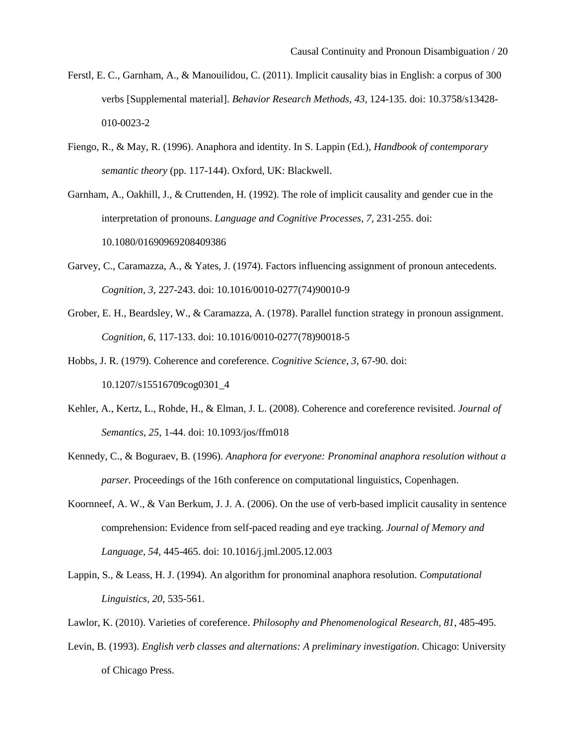Ferstl, E. C., Garnham, A., & Manouilidou, C. (2011). Implicit causality bias in English: a corpus of 300 verbs [Supplemental material]. *Behavior Research Methods, 43*, 124-135. doi: 10.3758/s13428-010-0023-2

Fiengo, R., & May, R. (1996). Anaphora and identity. In S. Lappin (Ed.), *Handbook of contemporary semantic theory* (pp. 117-144). Oxford, UK: Blackwell.

Garnham, A., Oakhill, J., & Cruttenden, H. (1992). The role of implicit causality and gender cue in the interpretation of pronouns. *Language and Cognitive Processes, 7*, 231-255. doi: 10.1080/01690969208409386

Garvey, C., Caramazza, A., & Yates, J. (1974). Factors influencing assignment of pronoun antecedents. *Cognition, 3*, 227-243. doi: 10.1016/0010-0277(74)90010-9

Grober, E. H., Beardsley, W., & Caramazza, A. (1978). Parallel function strategy in pronoun assignment. *Cognition, 6*, 117-133. doi: 10.1016/0010-0277(78)90018-5

Hobbs, J. R. (1979). Coherence and coreference. *Cognitive Science, 3*, 67-90. doi: 10.1207/s15516709cog0301_4

Kehler, A., Kertz, L., Rohde, H., & Elman, J. L. (2008). Coherence and coreference revisited. *Journal of Semantics, 25*, 1-44. doi: 10.1093/jos/ffm018

Kennedy, C., & Boguraev, B. (1996). *Anaphora for everyone: Pronominal anaphora resolution without a parser.* Proceedings of the 16th conference on computational linguistics, Copenhagen.

Koornneef, A. W., & Van Berkum, J. J. A. (2006). On the use of verb-based implicit causality in sentence comprehension: Evidence from self-paced reading and eye tracking. *Journal of Memory and Language, 54*, 445-465. doi: 10.1016/j.jml.2005.12.003

Lappin, S., & Leass, H. J. (1994). An algorithm for pronominal anaphora resolution. *Computational Linguistics, 20*, 535-561.

Lawlor, K. (2010). Varieties of coreference. *Philosophy and Phenomenological Research, 81*, 485-495.

Levin, B. (1993). *English verb classes and alternations: A preliminary investigation*. Chicago: University of Chicago Press.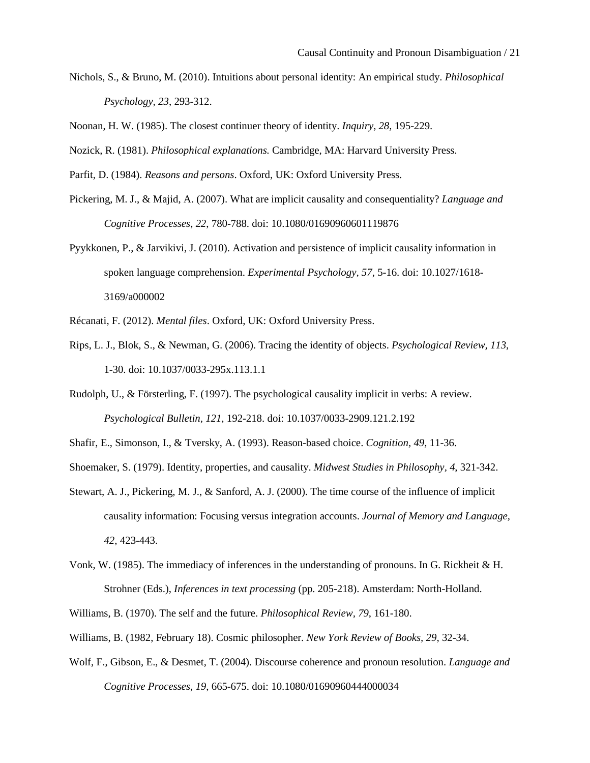Nichols, S., & Bruno, M. (2010). Intuitions about personal identity: An empirical study. *Philosophical Psychology*, *23*, 293-312.

Noonan, H. W. (1985). The closest continuer theory of identity. *Inquiry, 28,* 195-229.

Nozick, R. (1981). *Philosophical explanations.* Cambridge, MA: Harvard University Press.

Parfit, D. (1984). *Reasons and persons*. Oxford, UK: Oxford University Press.

Pickering, M. J., & Majid, A. (2007). What are implicit causality and consequentiality? *Language and Cognitive Processes, 22,* 780-788. doi: 10.1080/01690960601119876

Pyykkonen, P., & Jarvikivi, J. (2010). Activation and persistence of implicit causality information in spoken language comprehension. *Experimental Psychology*, *57,* 5-16. doi: 10.1027/1618-3169/a000002

Récanati, F. (2012). *Mental files*. Oxford, UK: Oxford University Press.

Rips, L. J., Blok, S., & Newman, G. (2006). Tracing the identity of objects. *Psychological Review*, *113*, 1-30. doi: 10.1037/0033-295x.113.1.1

Rudolph, U., & Försterling, F. (1997). The psychological causality implicit in verbs: A review. *Psychological Bulletin*, *121,* 192-218. doi: 10.1037/0033-2909.121.2.192

Shafir, E., Simonson, I., & Tversky, A. (1993). Reason-based choice. *Cognition*, *49,* 11-36.

Shoemaker, S. (1979). Identity, properties, and causality. *Midwest Studies in Philosophy*, *4,* 321-342.

Stewart, A. J., Pickering, M. J., & Sanford, A. J. (2000). The time course of the influence of implicit causality information: Focusing versus integration accounts. *Journal of Memory and Language*, *42*, 423-443.

Vonk, W. (1985). The immediacy of inferences in the understanding of pronouns. In G. Rickheit & H. Strohner (Eds.), *Inferences in text processing* (pp. 205-218). Amsterdam: North-Holland.

Williams, B. (1970). The self and the future. *Philosophical Review*, *79*, 161-180.

Williams, B. (1982, February 18). Cosmic philosopher. *New York Review of Books*, *29,* 32-34.

Wolf, F., Gibson, E., & Desmet, T. (2004). Discourse coherence and pronoun resolution. *Language and Cognitive Processes*, *19,* 665-675. doi: 10.1080/01690960444000034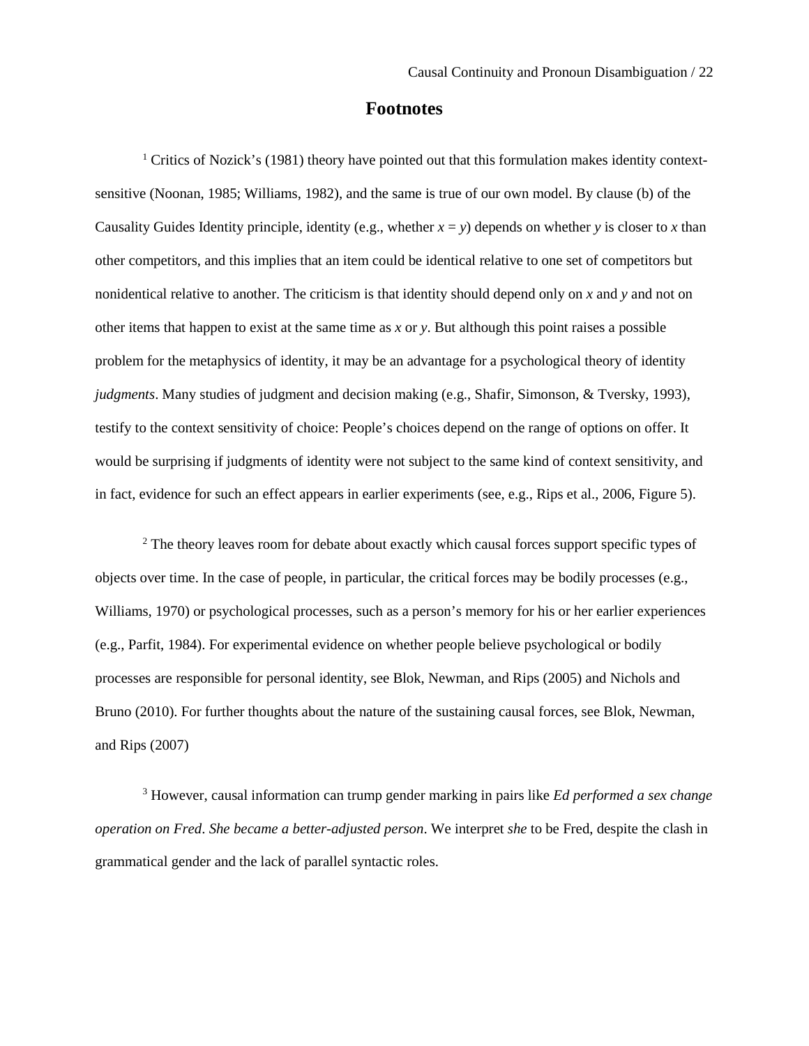# Footnotes

[1] Critics of Nozick's (1981) theory have pointed out that this formulation makes identity context-sensitive (Noonan, 1985; Williams, 1982), and the same is true of our own model. By clause (b) of the Causality Guides Identity principle, identity (e.g., whether $x = y$) depends on whether $y$ is closer to $x$ than other competitors, and this implies that an item could be identical relative to one set of competitors but nonidentical relative to another. The criticism is that identity should depend only on $x$ and $y$ and not on other items that happen to exist at the same time as $x$ or $y$. But although this point raises a possible problem for the metaphysics of identity, it may be an advantage for a psychological theory of identity *judgments*. Many studies of judgment and decision making (e.g., Shafir, Simonson, & Tversky, 1993), testify to the context sensitivity of choice: People's choices depend on the range of options on offer. It would be surprising if judgments of identity were not subject to the same kind of context sensitivity, and in fact, evidence for such an effect appears in earlier experiments (see, e.g., Rips et al., 2006, Figure 5).

[2] The theory leaves room for debate about exactly which causal forces support specific types of objects over time. In the case of people, in particular, the critical forces may be bodily processes (e.g., Williams, 1970) or psychological processes, such as a person's memory for his or her earlier experiences (e.g., Parfit, 1984). For experimental evidence on whether people believe psychological or bodily processes are responsible for personal identity, see Blok, Newman, and Rips (2005) and Nichols and Bruno (2010). For further thoughts about the nature of the sustaining causal forces, see Blok, Newman, and Rips (2007)

[3] However, causal information can trump gender marking in pairs like *Ed performed a sex change operation on Fred*. *She became a better-adjusted person*. We interpret *she* to be Fred, despite the clash in grammatical gender and the lack of parallel syntactic roles.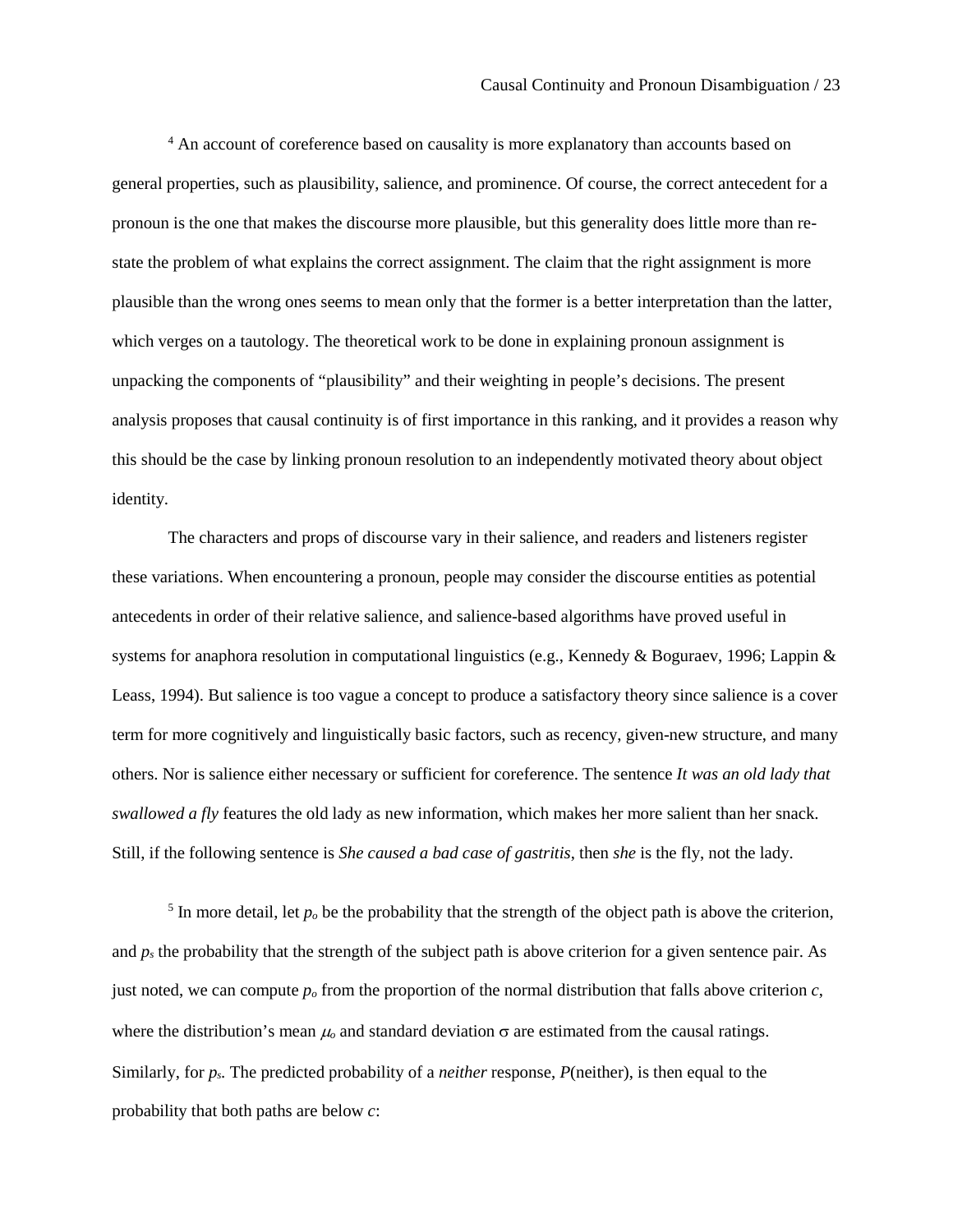[4] An account of coreference based on causality is more explanatory than accounts based on general properties, such as plausibility, salience, and prominence. Of course, the correct antecedent for a pronoun is the one that makes the discourse more plausible, but this generality does little more than re-state the problem of what explains the correct assignment. The claim that the right assignment is more plausible than the wrong ones seems to mean only that the former is a better interpretation than the latter, which verges on a tautology. The theoretical work to be done in explaining pronoun assignment is unpacking the components of "plausibility" and their weighting in people's decisions. The present analysis proposes that causal continuity is of first importance in this ranking, and it provides a reason why this should be the case by linking pronoun resolution to an independently motivated theory about object identity.

The characters and props of discourse vary in their salience, and readers and listeners register these variations. When encountering a pronoun, people may consider the discourse entities as potential antecedents in order of their relative salience, and salience-based algorithms have proved useful in systems for anaphora resolution in computational linguistics (e.g., Kennedy & Boguraev, 1996; Lappin & Leass, 1994). But salience is too vague a concept to produce a satisfactory theory since salience is a cover term for more cognitively and linguistically basic factors, such as recency, given-new structure, and many others. Nor is salience either necessary or sufficient for coreference. The sentence *It was an old lady that swallowed a fly* features the old lady as new information, which makes her more salient than her snack. Still, if the following sentence is *She caused a bad case of gastritis*, then *she* is the fly, not the lady.

[5] In more detail, let $p_o$ be the probability that the strength of the object path is above the criterion, and $p_s$ the probability that the strength of the subject path is above criterion for a given sentence pair. As just noted, we can compute $p_o$ from the proportion of the normal distribution that falls above criterion $c$, where the distribution's mean $\mu_o$ and standard deviation $\sigma$ are estimated from the causal ratings. Similarly, for $p_s$. The predicted probability of a *neither* response, $P$(neither), is then equal to the probability that both paths are below $c$: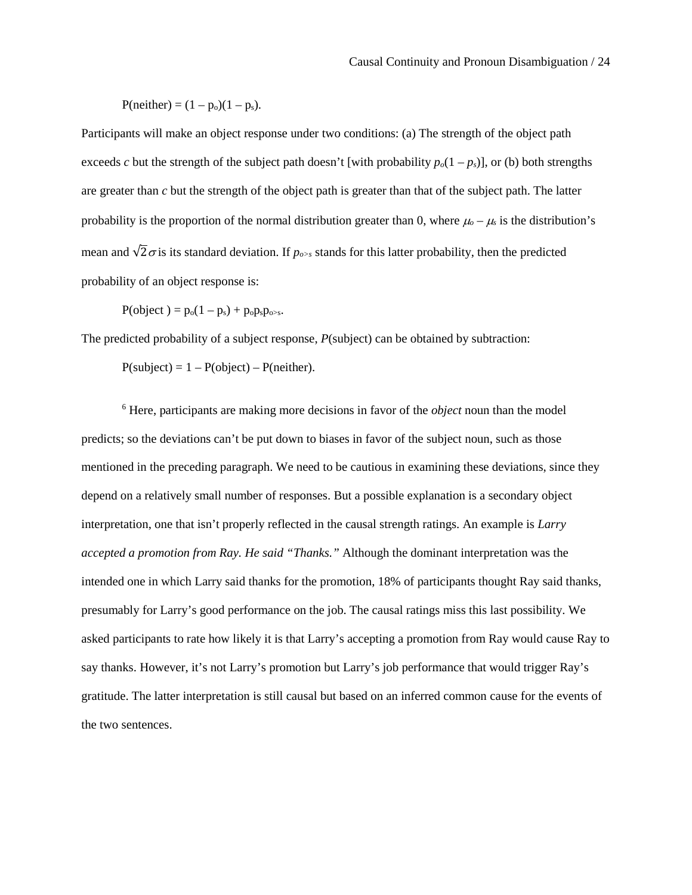$$P(\text{neither}) = (1 - p_o)(1 - p_s).$$

Participants will make an object response under two conditions: (a) The strength of the object path exceeds *c* but the strength of the subject path doesn't [with probability $p_o(1 - p_s)$], or (b) both strengths are greater than *c* but the strength of the object path is greater than that of the subject path. The latter probability is the proportion of the normal distribution greater than 0, where $\mu_o - \mu_s$ is the distribution's mean and $\sqrt{2}\sigma$ is its standard deviation. If $p_{o>s}$ stands for this latter probability, then the predicted probability of an object response is:

$$P(\text{object}) = p_o(1 - p_s) + p_o p_s p_{o>s}.$$

The predicted probability of a subject response, *P*(subject) can be obtained by subtraction:

$$P(\text{subject}) = 1 - P(\text{object}) - P(\text{neither}).$$

[6] Here, participants are making more decisions in favor of the *object* noun than the model predicts; so the deviations can't be put down to biases in favor of the subject noun, such as those mentioned in the preceding paragraph. We need to be cautious in examining these deviations, since they depend on a relatively small number of responses. But a possible explanation is a secondary object interpretation, one that isn't properly reflected in the causal strength ratings. An example is *Larry accepted a promotion from Ray. He said "Thanks."* Although the dominant interpretation was the intended one in which Larry said thanks for the promotion, 18% of participants thought Ray said thanks, presumably for Larry's good performance on the job. The causal ratings miss this last possibility. We asked participants to rate how likely it is that Larry's accepting a promotion from Ray would cause Ray to say thanks. However, it's not Larry's promotion but Larry's job performance that would trigger Ray's gratitude. The latter interpretation is still causal but based on an inferred common cause for the events of the two sentences.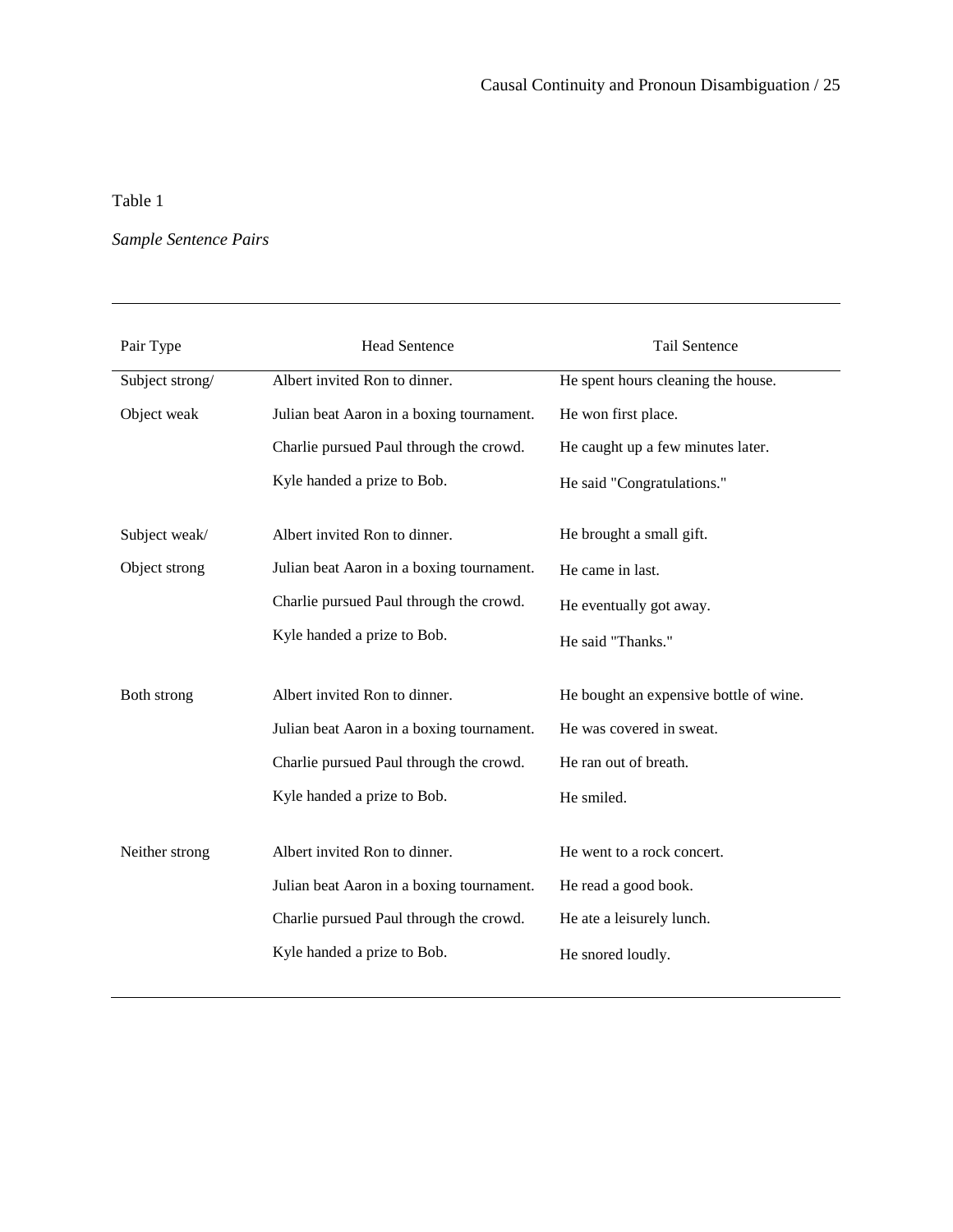Table 1

*Sample Sentence Pairs*

| Pair Type | Head Sentence | Tail Sentence |
|---|---|---|
| Subject strong/ Object weak | Albert invited Ron to dinner. | He spent hours cleaning the house. |
| | Julian beat Aaron in a boxing tournament. | He won first place. |
| | Charlie pursued Paul through the crowd. | He caught up a few minutes later. |
| | Kyle handed a prize to Bob. | He said "Congratulations." |
| Subject weak/ Object strong | Albert invited Ron to dinner. | He brought a small gift. |
| | Julian beat Aaron in a boxing tournament. | He came in last. |
| | Charlie pursued Paul through the crowd. | He eventually got away. |
| | Kyle handed a prize to Bob. | He said "Thanks." |
| Both strong | Albert invited Ron to dinner. | He bought an expensive bottle of wine. |
| | Julian beat Aaron in a boxing tournament. | He was covered in sweat. |
| | Charlie pursued Paul through the crowd. | He ran out of breath. |
| | Kyle handed a prize to Bob. | He smiled. |
| Neither strong | Albert invited Ron to dinner. | He went to a rock concert. |
| | Julian beat Aaron in a boxing tournament. | He read a good book. |
| | Charlie pursued Paul through the crowd. | He ate a leisurely lunch. |
| | Kyle handed a prize to Bob. | He snored loudly. |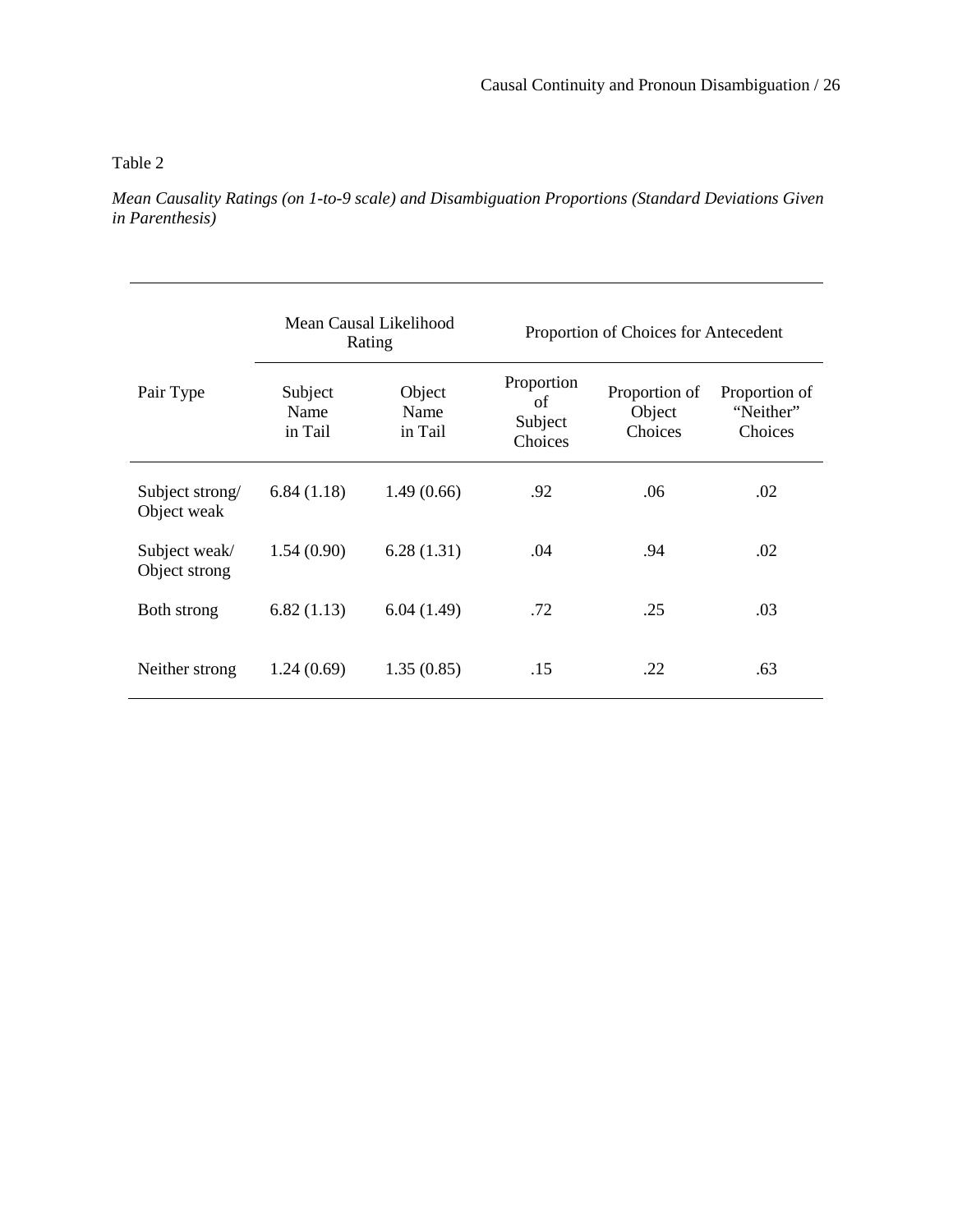Table 2

*Mean Causality Ratings (on 1-to-9 scale) and Disambiguation Proportions (Standard Deviations Given in Parenthesis)*

| | Mean Causal Likelihood Rating | | Proportion of Choices for Antecedent | | |
|---|---|---|---|---|---|
| Pair Type | Subject Name in Tail | Object Name in Tail | Proportion of Subject Choices | Proportion of Object Choices | Proportion of "Neither" Choices |
| Subject strong/ Object weak | 6.84 (1.18) | 1.49 (0.66) | .92 | .06 | .02 |
| Subject weak/ Object strong | 1.54 (0.90) | 6.28 (1.31) | .04 | .94 | .02 |
| Both strong | 6.82 (1.13) | 6.04 (1.49) | .72 | .25 | .03 |
| Neither strong | 1.24 (0.69) | 1.35 (0.85) | .15 | .22 | .63 |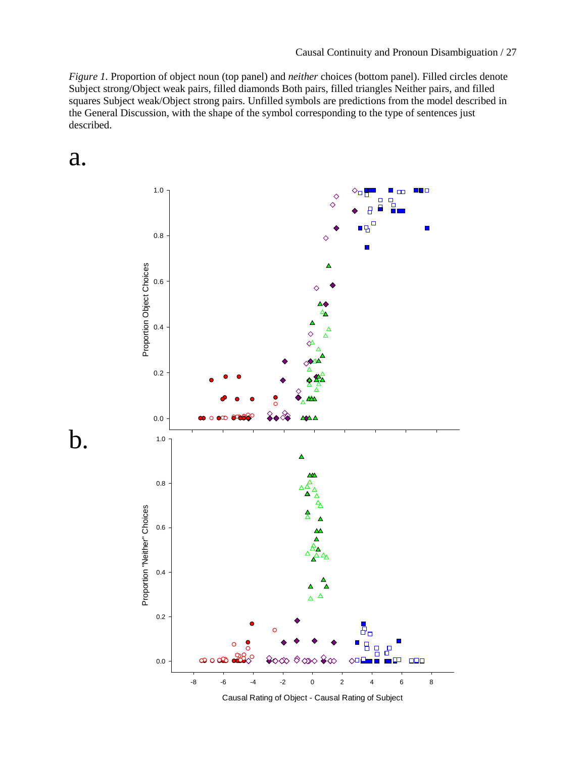*Figure 1.* Proportion of object noun (top panel) and *neither* choices (bottom panel). Filled circles denote Subject strong/Object weak pairs, filled diamonds Both pairs, filled triangles Neither pairs, and filled squares Subject weak/Object strong pairs. Unfilled symbols are predictions from the model described in the General Discussion, with the shape of the symbol corresponding to the type of sentences just described.

a.

Proportion Object Choices

0.0
0.2
0.4
0.6
0.8
1.0

b.

Proportion "Neither" Choices

0.0
0.2
0.4
0.6
0.8
1.0

-8 -6 -4 -2 0 2 4 6 8

Causal Rating of Object - Causal Rating of Subject